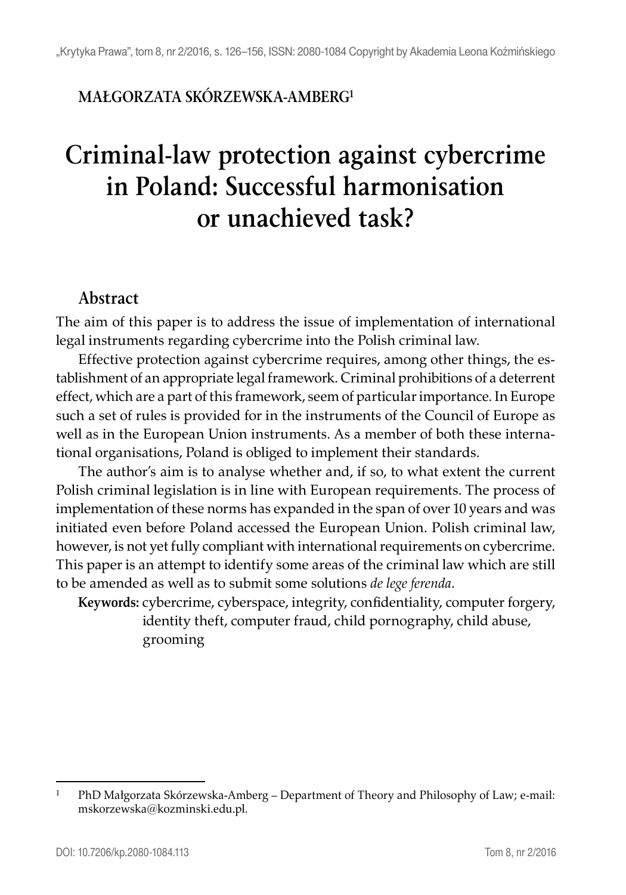**MAŁGORZATA SKÓRZEWSKA-AMBERG**[1]

# Criminal-law protection against cybercrime in Poland: Successful harmonisation or unachieved task?

## Abstract

The aim of this paper is to address the issue of implementation of international legal instruments regarding cybercrime into the Polish criminal law.

Effective protection against cybercrime requires, among other things, the establishment of an appropriate legal framework. Criminal prohibitions of a deterrent effect, which are a part of this framework, seem of particular importance. In Europe such a set of rules is provided for in the instruments of the Council of Europe as well as in the European Union instruments. As a member of both these international organisations, Poland is obliged to implement their standards.

The author's aim is to analyse whether and, if so, to what extent the current Polish criminal legislation is in line with European requirements. The process of implementation of these norms has expanded in the span of over 10 years and was initiated even before Poland accessed the European Union. Polish criminal law, however, is not yet fully compliant with international requirements on cybercrime. This paper is an attempt to identify some areas of the criminal law which are still to be amended as well as to submit some solutions *de lege ferenda*.

**Keywords:** cybercrime, cyberspace, integrity, confidentiality, computer forgery, identity theft, computer fraud, child pornography, child abuse, grooming

---

[1] PhD Małgorzata Skórzewska-Amberg – Department of Theory and Philosophy of Law; e-mail: mskorzewska@kozminski.edu.pl.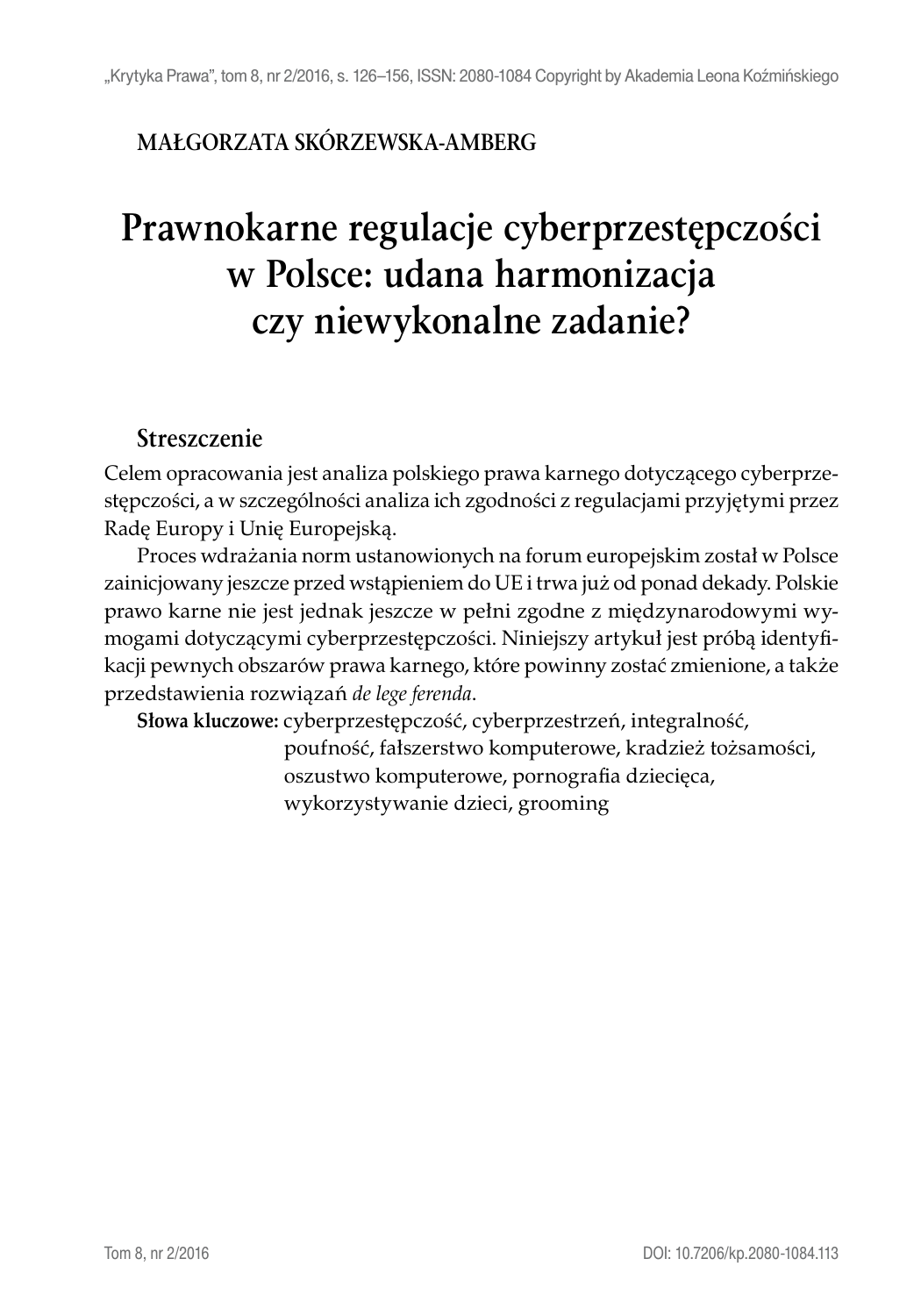MAŁGORZATA SKÓRZEWSKA-AMBERG

# Prawnokarne regulacje cyberprzestępczości w Polsce: udana harmonizacja czy niewykonalne zadanie?

## Streszczenie

Celem opracowania jest analiza polskiego prawa karnego dotyczącego cyberprzestępczości, a w szczególności analiza ich zgodności z regulacjami przyjętymi przez Radę Europy i Unię Europejską.

Proces wdrażania norm ustanowionych na forum europejskim został w Polsce zainicjowany jeszcze przed wstąpieniem do UE i trwa już od ponad dekady. Polskie prawo karne nie jest jednak jeszcze w pełni zgodne z międzynarodowymi wymogami dotyczącymi cyberprzestępczości. Niniejszy artykuł jest próbą identyfikacji pewnych obszarów prawa karnego, które powinny zostać zmienione, a także przedstawienia rozwiązań *de lege ferenda*.

**Słowa kluczowe:** cyberprzestępczość, cyberprzestrzeń, integralność, poufność, fałszerstwo komputerowe, kradzież tożsamości, oszustwo komputerowe, pornografia dziecięca, wykorzystywanie dzieci, grooming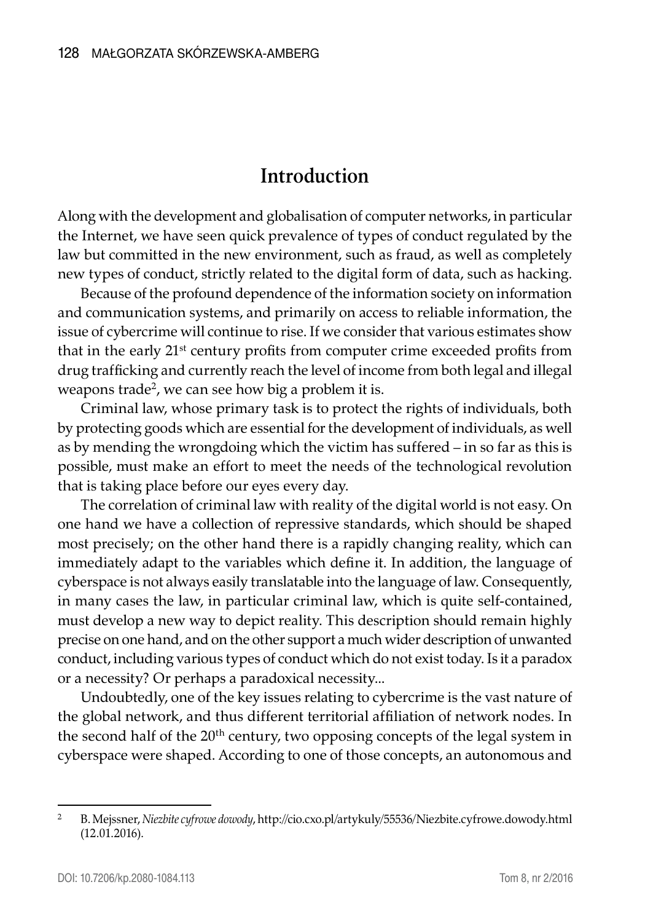## Introduction

Along with the development and globalisation of computer networks, in particular the Internet, we have seen quick prevalence of types of conduct regulated by the law but committed in the new environment, such as fraud, as well as completely new types of conduct, strictly related to the digital form of data, such as hacking.

Because of the profound dependence of the information society on information and communication systems, and primarily on access to reliable information, the issue of cybercrime will continue to rise. If we consider that various estimates show that in the early 21st century profits from computer crime exceeded profits from drug trafficking and currently reach the level of income from both legal and illegal weapons trade[2], we can see how big a problem it is.

Criminal law, whose primary task is to protect the rights of individuals, both by protecting goods which are essential for the development of individuals, as well as by mending the wrongdoing which the victim has suffered – in so far as this is possible, must make an effort to meet the needs of the technological revolution that is taking place before our eyes every day.

The correlation of criminal law with reality of the digital world is not easy. On one hand we have a collection of repressive standards, which should be shaped most precisely; on the other hand there is a rapidly changing reality, which can immediately adapt to the variables which define it. In addition, the language of cyberspace is not always easily translatable into the language of law. Consequently, in many cases the law, in particular criminal law, which is quite self-contained, must develop a new way to depict reality. This description should remain highly precise on one hand, and on the other support a much wider description of unwanted conduct, including various types of conduct which do not exist today. Is it a paradox or a necessity? Or perhaps a paradoxical necessity...

Undoubtedly, one of the key issues relating to cybercrime is the vast nature of the global network, and thus different territorial affiliation of network nodes. In the second half of the 20th century, two opposing concepts of the legal system in cyberspace were shaped. According to one of those concepts, an autonomous and

---

[2] B. Mejssner, *Niezbite cyfrowe dowody*, http://cio.cxo.pl/artykuly/55536/Niezbite.cyfrowe.dowody.html (12.01.2016).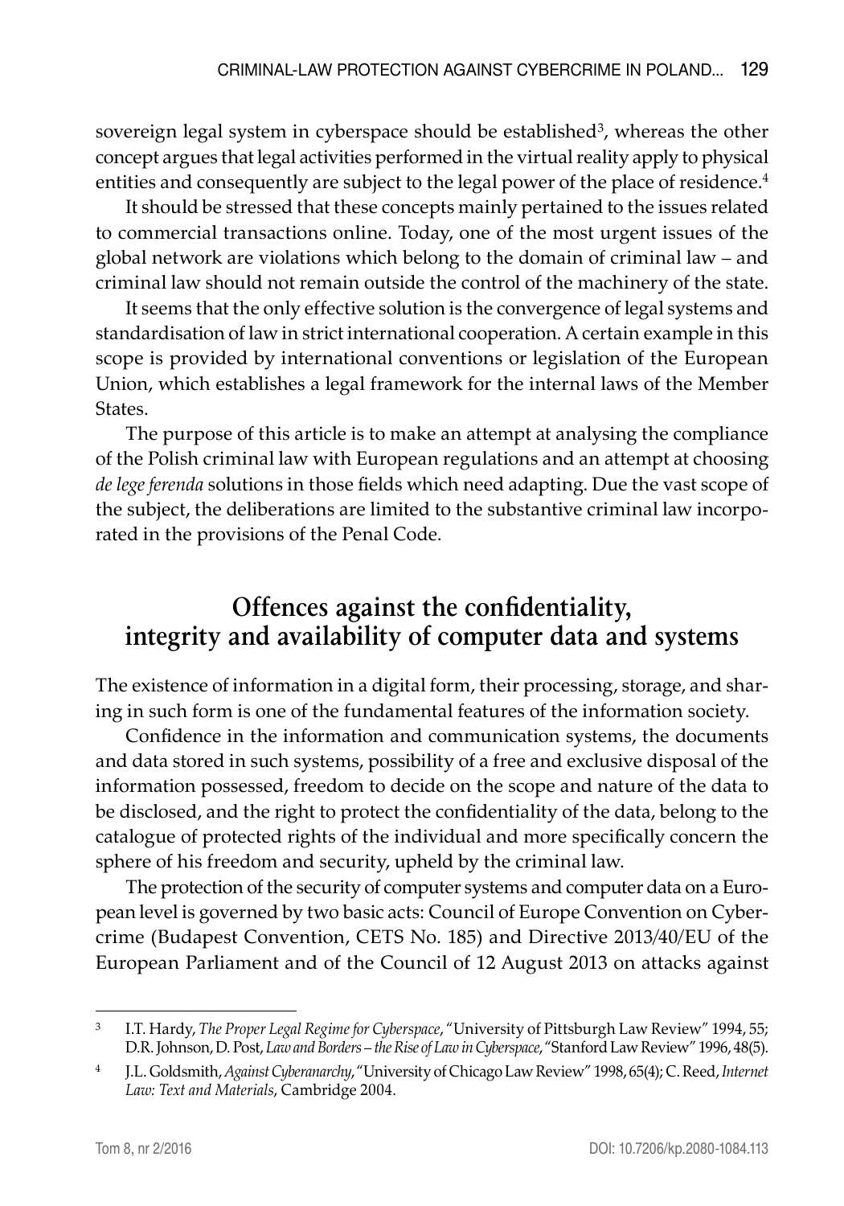sovereign legal system in cyberspace should be established[3], whereas the other concept argues that legal activities performed in the virtual reality apply to physical entities and consequently are subject to the legal power of the place of residence.[4]

It should be stressed that these concepts mainly pertained to the issues related to commercial transactions online. Today, one of the most urgent issues of the global network are violations which belong to the domain of criminal law – and criminal law should not remain outside the control of the machinery of the state.

It seems that the only effective solution is the convergence of legal systems and standardisation of law in strict international cooperation. A certain example in this scope is provided by international conventions or legislation of the European Union, which establishes a legal framework for the internal laws of the Member States.

The purpose of this article is to make an attempt at analysing the compliance of the Polish criminal law with European regulations and an attempt at choosing *de lege ferenda* solutions in those fields which need adapting. Due the vast scope of the subject, the deliberations are limited to the substantive criminal law incorporated in the provisions of the Penal Code.

## Offences against the confidentiality, integrity and availability of computer data and systems

The existence of information in a digital form, their processing, storage, and sharing in such form is one of the fundamental features of the information society.

Confidence in the information and communication systems, the documents and data stored in such systems, possibility of a free and exclusive disposal of the information possessed, freedom to decide on the scope and nature of the data to be disclosed, and the right to protect the confidentiality of the data, belong to the catalogue of protected rights of the individual and more specifically concern the sphere of his freedom and security, upheld by the criminal law.

The protection of the security of computer systems and computer data on a European level is governed by two basic acts: Council of Europe Convention on Cybercrime (Budapest Convention, CETS No. 185) and Directive 2013/40/EU of the European Parliament and of the Council of 12 August 2013 on attacks against

---

[3] I.T. Hardy, *The Proper Legal Regime for Cyberspace*, "University of Pittsburgh Law Review" 1994, 55; D.R. Johnson, D. Post, *Law and Borders – the Rise of Law in Cyberspace*, "Stanford Law Review" 1996, 48(5).

[4] J.L. Goldsmith, *Against Cyberanarchy*, "University of Chicago Law Review" 1998, 65(4); C. Reed, *Internet Law: Text and Materials*, Cambridge 2004.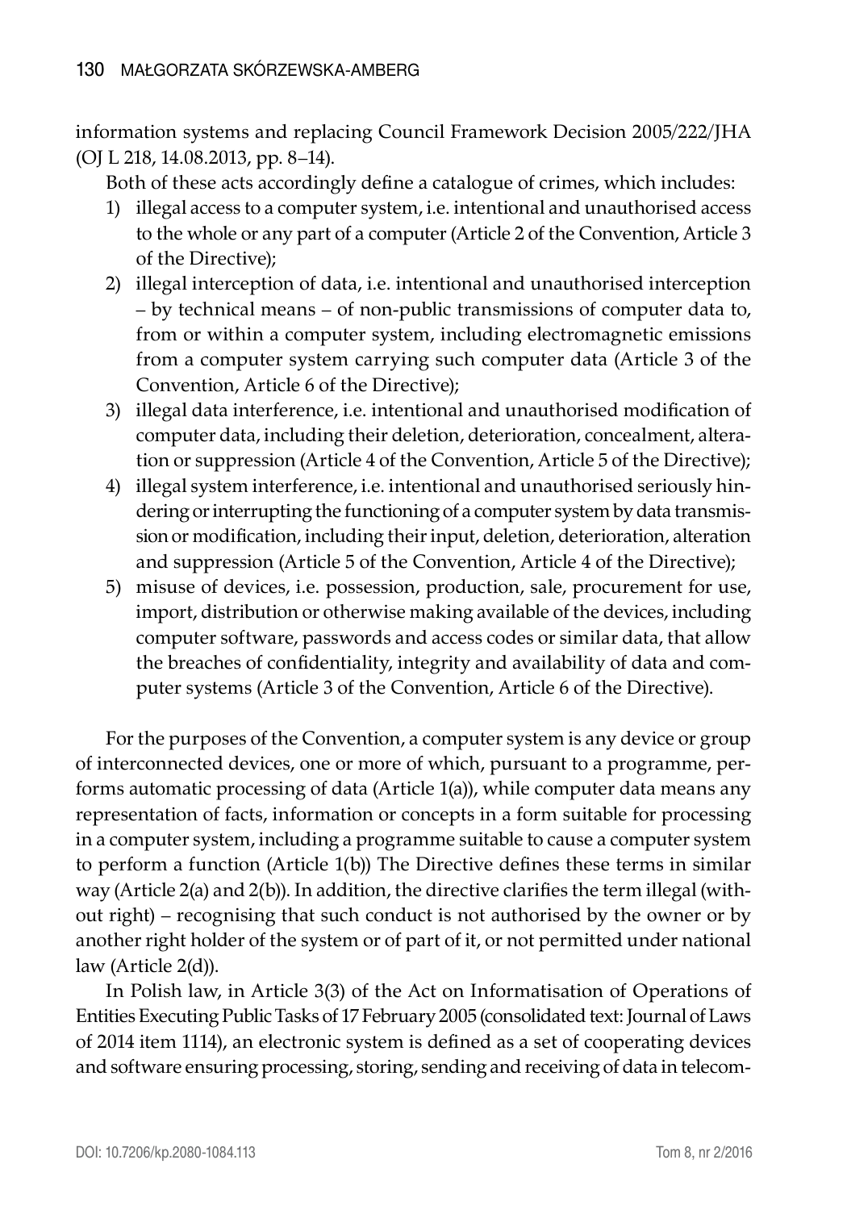information systems and replacing Council Framework Decision 2005/222/JHA (OJ L 218, 14.08.2013, pp. 8–14).

Both of these acts accordingly define a catalogue of crimes, which includes:

1) illegal access to a computer system, i.e. intentional and unauthorised access to the whole or any part of a computer (Article 2 of the Convention, Article 3 of the Directive);
2) illegal interception of data, i.e. intentional and unauthorised interception – by technical means – of non-public transmissions of computer data to, from or within a computer system, including electromagnetic emissions from a computer system carrying such computer data (Article 3 of the Convention, Article 6 of the Directive);
3) illegal data interference, i.e. intentional and unauthorised modification of computer data, including their deletion, deterioration, concealment, alteration or suppression (Article 4 of the Convention, Article 5 of the Directive);
4) illegal system interference, i.e. intentional and unauthorised seriously hindering or interrupting the functioning of a computer system by data transmission or modification, including their input, deletion, deterioration, alteration and suppression (Article 5 of the Convention, Article 4 of the Directive);
5) misuse of devices, i.e. possession, production, sale, procurement for use, import, distribution or otherwise making available of the devices, including computer software, passwords and access codes or similar data, that allow the breaches of confidentiality, integrity and availability of data and computer systems (Article 3 of the Convention, Article 6 of the Directive).

For the purposes of the Convention, a computer system is any device or group of interconnected devices, one or more of which, pursuant to a programme, performs automatic processing of data (Article 1(a)), while computer data means any representation of facts, information or concepts in a form suitable for processing in a computer system, including a programme suitable to cause a computer system to perform a function (Article 1(b)) The Directive defines these terms in similar way (Article 2(a) and 2(b)). In addition, the directive clarifies the term illegal (without right) – recognising that such conduct is not authorised by the owner or by another right holder of the system or of part of it, or not permitted under national law (Article 2(d)).

In Polish law, in Article 3(3) of the Act on Informatisation of Operations of Entities Executing Public Tasks of 17 February 2005 (consolidated text: Journal of Laws of 2014 item 1114), an electronic system is defined as a set of cooperating devices and software ensuring processing, storing, sending and receiving of data in telecom-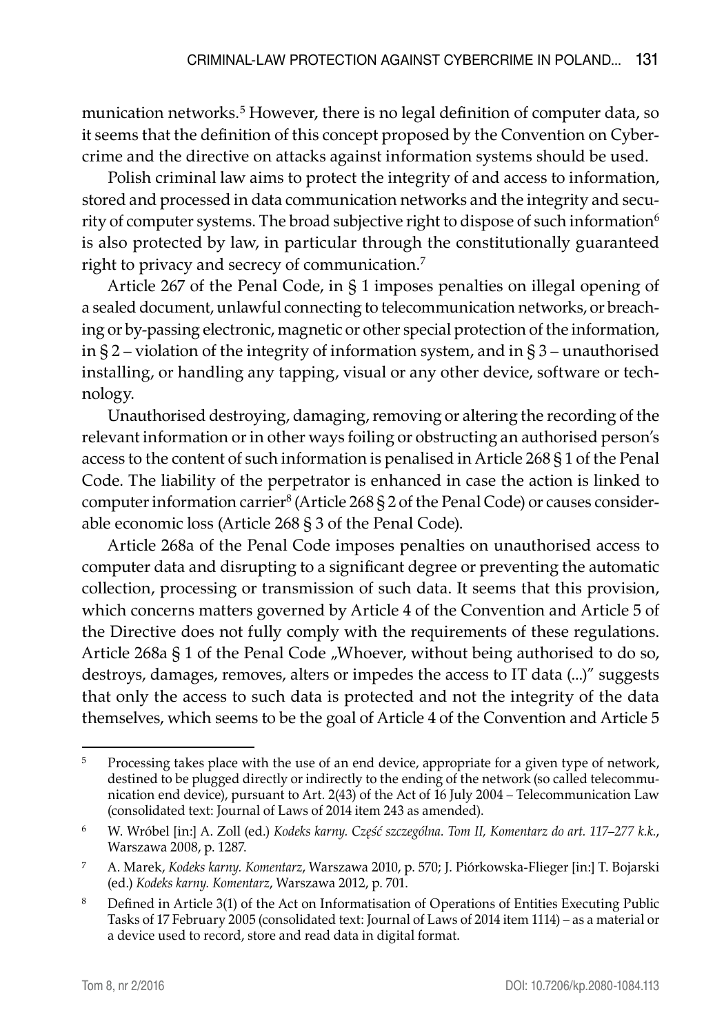munication networks.[5] However, there is no legal definition of computer data, so it seems that the definition of this concept proposed by the Convention on Cybercrime and the directive on attacks against information systems should be used.

Polish criminal law aims to protect the integrity of and access to information, stored and processed in data communication networks and the integrity and security of computer systems. The broad subjective right to dispose of such information[6] is also protected by law, in particular through the constitutionally guaranteed right to privacy and secrecy of communication.[7]

Article 267 of the Penal Code, in § 1 imposes penalties on illegal opening of a sealed document, unlawful connecting to telecommunication networks, or breaching or by-passing electronic, magnetic or other special protection of the information, in § 2 – violation of the integrity of information system, and in § 3 – unauthorised installing, or handling any tapping, visual or any other device, software or technology.

Unauthorised destroying, damaging, removing or altering the recording of the relevant information or in other ways foiling or obstructing an authorised person's access to the content of such information is penalised in Article 268 § 1 of the Penal Code. The liability of the perpetrator is enhanced in case the action is linked to computer information carrier[8] (Article 268 § 2 of the Penal Code) or causes considerable economic loss (Article 268 § 3 of the Penal Code).

Article 268a of the Penal Code imposes penalties on unauthorised access to computer data and disrupting to a significant degree or preventing the automatic collection, processing or transmission of such data. It seems that this provision, which concerns matters governed by Article 4 of the Convention and Article 5 of the Directive does not fully comply with the requirements of these regulations. Article 268a § 1 of the Penal Code „Whoever, without being authorised to do so, destroys, damages, removes, alters or impedes the access to IT data (...)" suggests that only the access to such data is protected and not the integrity of the data themselves, which seems to be the goal of Article 4 of the Convention and Article 5

---

[5] Processing takes place with the use of an end device, appropriate for a given type of network, destined to be plugged directly or indirectly to the ending of the network (so called telecommunication end device), pursuant to Art. 2(43) of the Act of 16 July 2004 – Telecommunication Law (consolidated text: Journal of Laws of 2014 item 243 as amended).

[6] W. Wróbel [in:] A. Zoll (ed.) *Kodeks karny. Część szczególna. Tom II, Komentarz do art. 117–277 k.k.*, Warszawa 2008, p. 1287.

[7] A. Marek, *Kodeks karny. Komentarz*, Warszawa 2010, p. 570; J. Piórkowska-Flieger [in:] T. Bojarski (ed.) *Kodeks karny. Komentarz*, Warszawa 2012, p. 701.

[8] Defined in Article 3(1) of the Act on Informatisation of Operations of Entities Executing Public Tasks of 17 February 2005 (consolidated text: Journal of Laws of 2014 item 1114) – as a material or a device used to record, store and read data in digital format.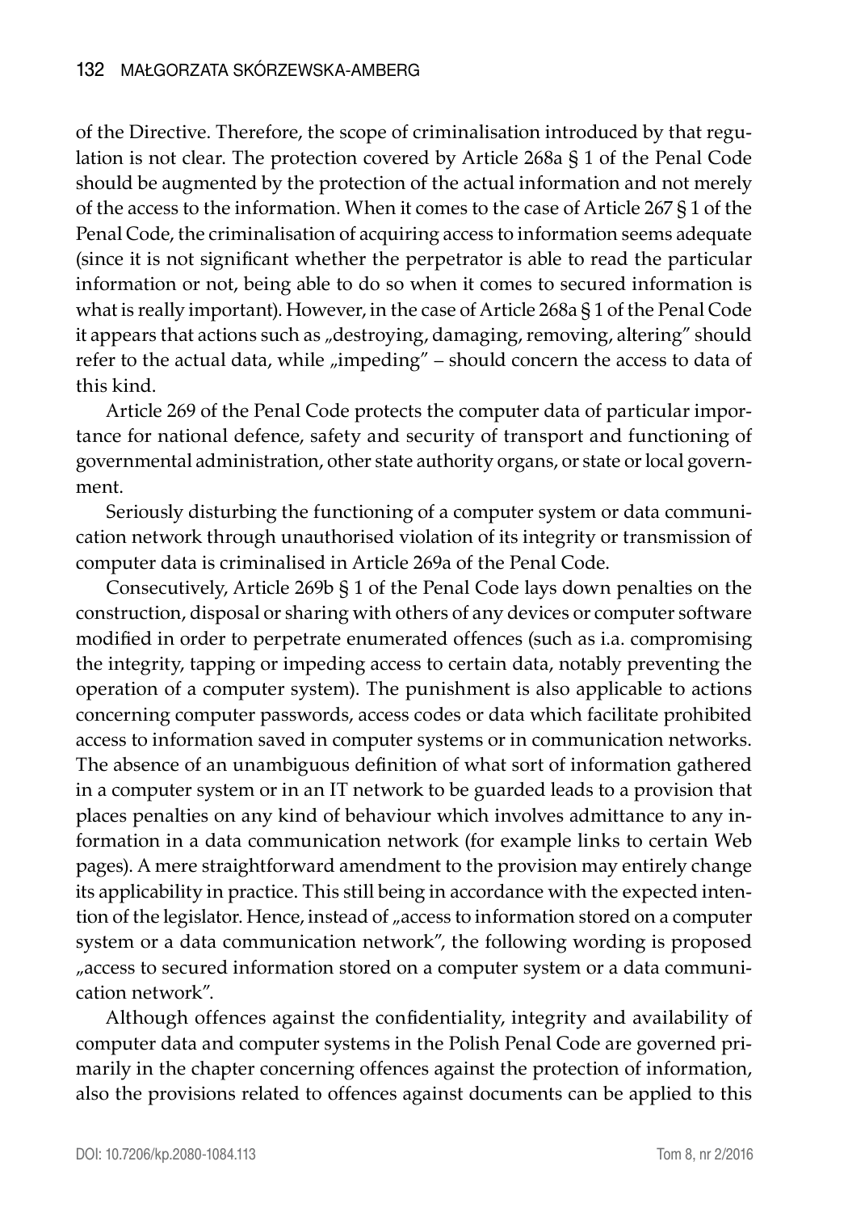of the Directive. Therefore, the scope of criminalisation introduced by that regulation is not clear. The protection covered by Article 268a § 1 of the Penal Code should be augmented by the protection of the actual information and not merely of the access to the information. When it comes to the case of Article 267 § 1 of the Penal Code, the criminalisation of acquiring access to information seems adequate (since it is not significant whether the perpetrator is able to read the particular information or not, being able to do so when it comes to secured information is what is really important). However, in the case of Article 268a § 1 of the Penal Code it appears that actions such as „destroying, damaging, removing, altering" should refer to the actual data, while „impeding" – should concern the access to data of this kind.

Article 269 of the Penal Code protects the computer data of particular importance for national defence, safety and security of transport and functioning of governmental administration, other state authority organs, or state or local government.

Seriously disturbing the functioning of a computer system or data communication network through unauthorised violation of its integrity or transmission of computer data is criminalised in Article 269a of the Penal Code.

Consecutively, Article 269b § 1 of the Penal Code lays down penalties on the construction, disposal or sharing with others of any devices or computer software modified in order to perpetrate enumerated offences (such as i.a. compromising the integrity, tapping or impeding access to certain data, notably preventing the operation of a computer system). The punishment is also applicable to actions concerning computer passwords, access codes or data which facilitate prohibited access to information saved in computer systems or in communication networks. The absence of an unambiguous definition of what sort of information gathered in a computer system or in an IT network to be guarded leads to a provision that places penalties on any kind of behaviour which involves admittance to any information in a data communication network (for example links to certain Web pages). A mere straightforward amendment to the provision may entirely change its applicability in practice. This still being in accordance with the expected intention of the legislator. Hence, instead of „access to information stored on a computer system or a data communication network", the following wording is proposed „access to secured information stored on a computer system or a data communication network".

Although offences against the confidentiality, integrity and availability of computer data and computer systems in the Polish Penal Code are governed primarily in the chapter concerning offences against the protection of information, also the provisions related to offences against documents can be applied to this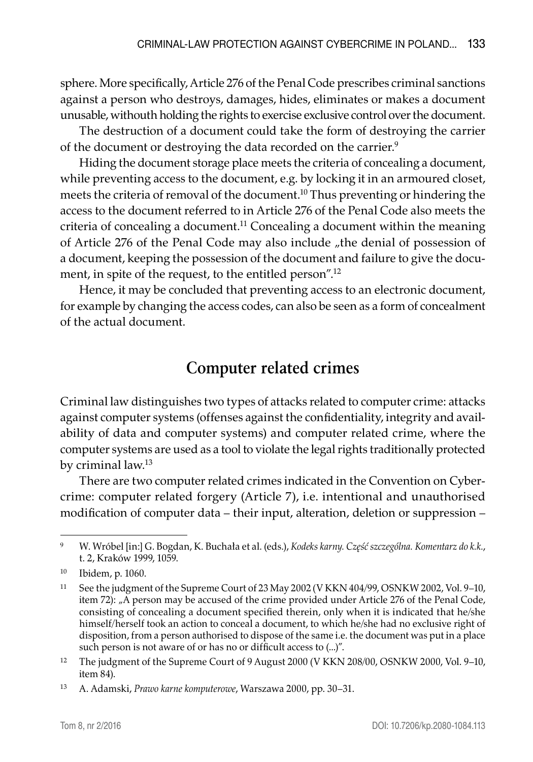sphere. More specifically, Article 276 of the Penal Code prescribes criminal sanctions against a person who destroys, damages, hides, eliminates or makes a document unusable, withouth holding the rights to exercise exclusive control over the document.

The destruction of a document could take the form of destroying the carrier of the document or destroying the data recorded on the carrier.[9]

Hiding the document storage place meets the criteria of concealing a document, while preventing access to the document, e.g. by locking it in an armoured closet, meets the criteria of removal of the document.[10] Thus preventing or hindering the access to the document referred to in Article 276 of the Penal Code also meets the criteria of concealing a document.[11] Concealing a document within the meaning of Article 276 of the Penal Code may also include „the denial of possession of a document, keeping the possession of the document and failure to give the document, in spite of the request, to the entitled person".[12]

Hence, it may be concluded that preventing access to an electronic document, for example by changing the access codes, can also be seen as a form of concealment of the actual document.

## Computer related crimes

Criminal law distinguishes two types of attacks related to computer crime: attacks against computer systems (offenses against the confidentiality, integrity and availability of data and computer systems) and computer related crime, where the computer systems are used as a tool to violate the legal rights traditionally protected by criminal law.[13]

There are two computer related crimes indicated in the Convention on Cybercrime: computer related forgery (Article 7), i.e. intentional and unauthorised modification of computer data – their input, alteration, deletion or suppression –

---

[9] W. Wróbel [in:] G. Bogdan, K. Buchała et al. (eds.), *Kodeks karny. Część szczególna. Komentarz do k.k.*, t. 2, Kraków 1999, 1059.

[10] Ibidem, p. 1060.

[11] See the judgment of the Supreme Court of 23 May 2002 (V KKN 404/99, OSNKW 2002, Vol. 9–10, item 72): „A person may be accused of the crime provided under Article 276 of the Penal Code, consisting of concealing a document specified therein, only when it is indicated that he/she himself/herself took an action to conceal a document, to which he/she had no exclusive right of disposition, from a person authorised to dispose of the same i.e. the document was put in a place such person is not aware of or has no or difficult access to (...)".

[12] The judgment of the Supreme Court of 9 August 2000 (V KKN 208/00, OSNKW 2000, Vol. 9–10, item 84).

[13] A. Adamski, *Prawo karne komputerowe*, Warszawa 2000, pp. 30–31.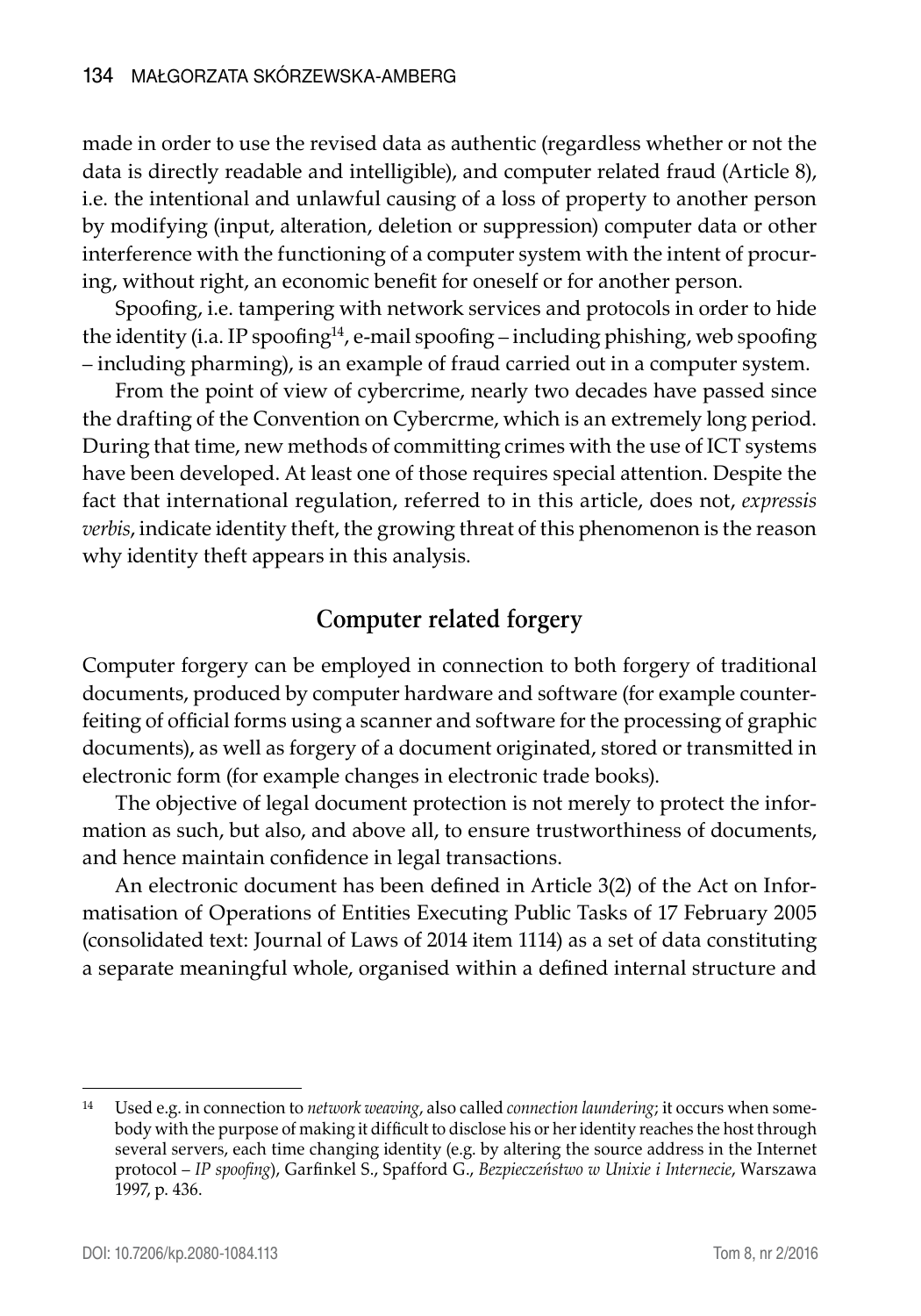made in order to use the revised data as authentic (regardless whether or not the data is directly readable and intelligible), and computer related fraud (Article 8), i.e. the intentional and unlawful causing of a loss of property to another person by modifying (input, alteration, deletion or suppression) computer data or other interference with the functioning of a computer system with the intent of procuring, without right, an economic benefit for oneself or for another person.

Spoofing, i.e. tampering with network services and protocols in order to hide the identity (i.a. IP spoofing[14], e-mail spoofing – including phishing, web spoofing – including pharming), is an example of fraud carried out in a computer system.

From the point of view of cybercrime, nearly two decades have passed since the drafting of the Convention on Cybercrme, which is an extremely long period. During that time, new methods of committing crimes with the use of ICT systems have been developed. At least one of those requires special attention. Despite the fact that international regulation, referred to in this article, does not, *expressis verbis*, indicate identity theft, the growing threat of this phenomenon is the reason why identity theft appears in this analysis.

## Computer related forgery

Computer forgery can be employed in connection to both forgery of traditional documents, produced by computer hardware and software (for example counterfeiting of official forms using a scanner and software for the processing of graphic documents), as well as forgery of a document originated, stored or transmitted in electronic form (for example changes in electronic trade books).

The objective of legal document protection is not merely to protect the information as such, but also, and above all, to ensure trustworthiness of documents, and hence maintain confidence in legal transactions.

An electronic document has been defined in Article 3(2) of the Act on Informatisation of Operations of Entities Executing Public Tasks of 17 February 2005 (consolidated text: Journal of Laws of 2014 item 1114) as a set of data constituting a separate meaningful whole, organised within a defined internal structure and

---

[14] Used e.g. in connection to *network weaving*, also called *connection laundering*; it occurs when somebody with the purpose of making it difficult to disclose his or her identity reaches the host through several servers, each time changing identity (e.g. by altering the source address in the Internet protocol – *IP spoofing*), Garfinkel S., Spafford G., *Bezpieczeństwo w Unixie i Internecie*, Warszawa 1997, p. 436.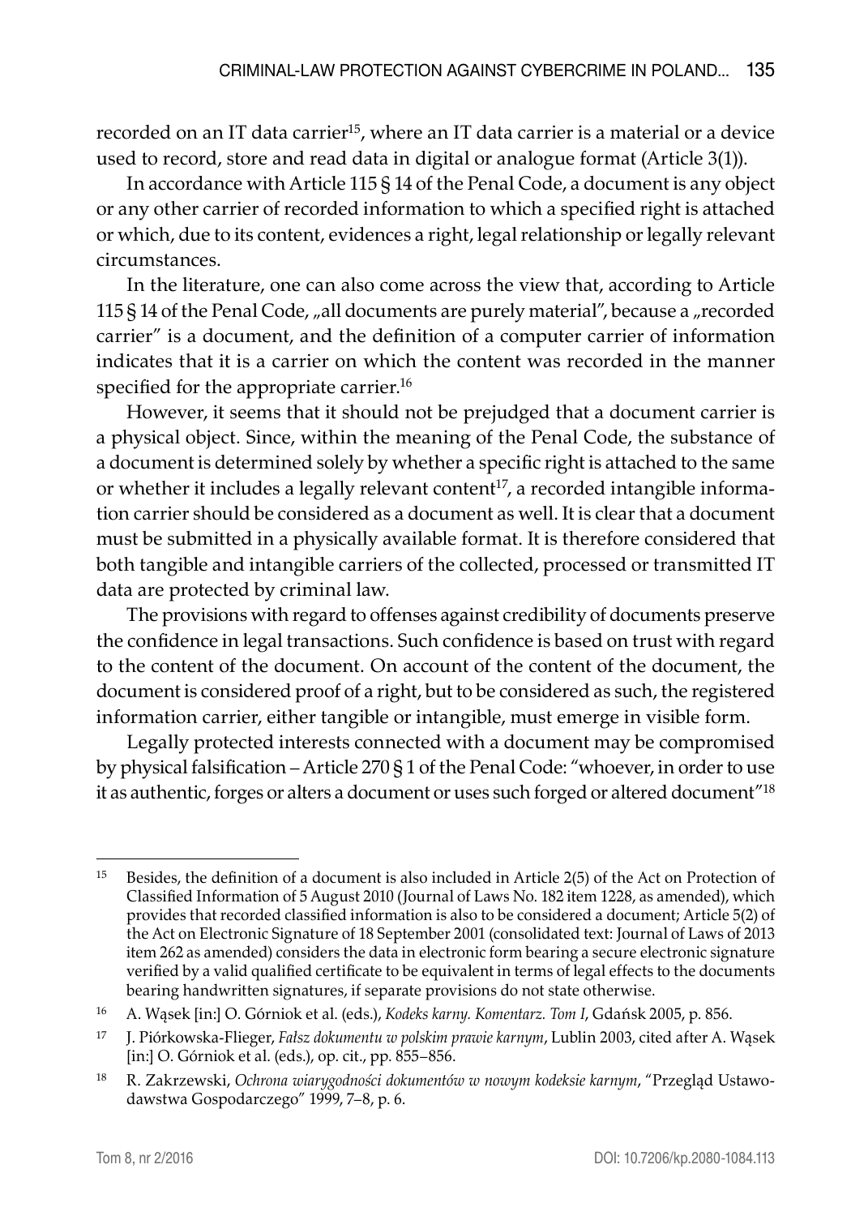recorded on an IT data carrier[15], where an IT data carrier is a material or a device used to record, store and read data in digital or analogue format (Article 3(1)).

In accordance with Article 115 § 14 of the Penal Code, a document is any object or any other carrier of recorded information to which a specified right is attached or which, due to its content, evidences a right, legal relationship or legally relevant circumstances.

In the literature, one can also come across the view that, according to Article 115 § 14 of the Penal Code, „all documents are purely material", because a „recorded carrier" is a document, and the definition of a computer carrier of information indicates that it is a carrier on which the content was recorded in the manner specified for the appropriate carrier.[16]

However, it seems that it should not be prejudged that a document carrier is a physical object. Since, within the meaning of the Penal Code, the substance of a document is determined solely by whether a specific right is attached to the same or whether it includes a legally relevant content[17], a recorded intangible information carrier should be considered as a document as well. It is clear that a document must be submitted in a physically available format. It is therefore considered that both tangible and intangible carriers of the collected, processed or transmitted IT data are protected by criminal law.

The provisions with regard to offenses against credibility of documents preserve the confidence in legal transactions. Such confidence is based on trust with regard to the content of the document. On account of the content of the document, the document is considered proof of a right, but to be considered as such, the registered information carrier, either tangible or intangible, must emerge in visible form.

Legally protected interests connected with a document may be compromised by physical falsification – Article 270 § 1 of the Penal Code: "whoever, in order to use it as authentic, forges or alters a document or uses such forged or altered document"[18]

---

[15] Besides, the definition of a document is also included in Article 2(5) of the Act on Protection of Classified Information of 5 August 2010 (Journal of Laws No. 182 item 1228, as amended), which provides that recorded classified information is also to be considered a document; Article 5(2) of the Act on Electronic Signature of 18 September 2001 (consolidated text: Journal of Laws of 2013 item 262 as amended) considers the data in electronic form bearing a secure electronic signature verified by a valid qualified certificate to be equivalent in terms of legal effects to the documents bearing handwritten signatures, if separate provisions do not state otherwise.

[16] A. Wąsek [in:] O. Górniok et al. (eds.), *Kodeks karny. Komentarz. Tom I*, Gdańsk 2005, p. 856.

[17] J. Piórkowska-Flieger, *Fałsz dokumentu w polskim prawie karnym*, Lublin 2003, cited after A. Wąsek [in:] O. Górniok et al. (eds.), op. cit., pp. 855–856.

[18] R. Zakrzewski, *Ochrona wiarygodności dokumentów w nowym kodeksie karnym*, "Przegląd Ustawodawstwa Gospodarczego" 1999, 7–8, p. 6.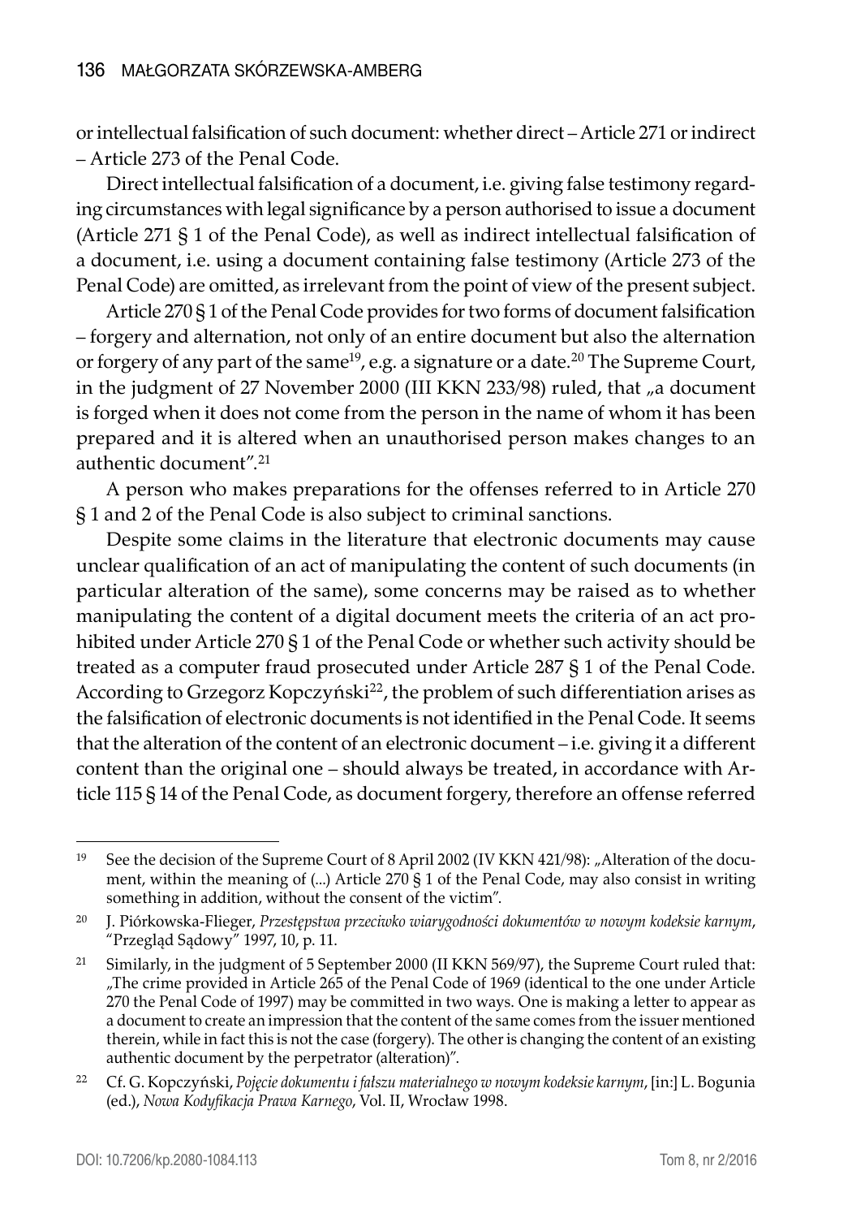or intellectual falsification of such document: whether direct – Article 271 or indirect – Article 273 of the Penal Code.

Direct intellectual falsification of a document, i.e. giving false testimony regarding circumstances with legal significance by a person authorised to issue a document (Article 271 § 1 of the Penal Code), as well as indirect intellectual falsification of a document, i.e. using a document containing false testimony (Article 273 of the Penal Code) are omitted, as irrelevant from the point of view of the present subject.

Article 270 § 1 of the Penal Code provides for two forms of document falsification – forgery and alternation, not only of an entire document but also the alternation or forgery of any part of the same[19], e.g. a signature or a date.[20] The Supreme Court, in the judgment of 27 November 2000 (III KKN 233/98) ruled, that „a document is forged when it does not come from the person in the name of whom it has been prepared and it is altered when an unauthorised person makes changes to an authentic document".[21]

A person who makes preparations for the offenses referred to in Article 270 § 1 and 2 of the Penal Code is also subject to criminal sanctions.

Despite some claims in the literature that electronic documents may cause unclear qualification of an act of manipulating the content of such documents (in particular alteration of the same), some concerns may be raised as to whether manipulating the content of a digital document meets the criteria of an act prohibited under Article 270 § 1 of the Penal Code or whether such activity should be treated as a computer fraud prosecuted under Article 287 § 1 of the Penal Code. According to Grzegorz Kopczyński[22], the problem of such differentiation arises as the falsification of electronic documents is not identified in the Penal Code. It seems that the alteration of the content of an electronic document – i.e. giving it a different content than the original one – should always be treated, in accordance with Article 115 § 14 of the Penal Code, as document forgery, therefore an offense referred

---

[19] See the decision of the Supreme Court of 8 April 2002 (IV KKN 421/98): „Alteration of the document, within the meaning of (...) Article 270 § 1 of the Penal Code, may also consist in writing something in addition, without the consent of the victim".

[20] J. Piórkowska-Flieger, *Przestępstwa przeciwko wiarygodności dokumentów w nowym kodeksie karnym*, "Przegląd Sądowy" 1997, 10, p. 11.

[21] Similarly, in the judgment of 5 September 2000 (II KKN 569/97), the Supreme Court ruled that: „The crime provided in Article 265 of the Penal Code of 1969 (identical to the one under Article 270 the Penal Code of 1997) may be committed in two ways. One is making a letter to appear as a document to create an impression that the content of the same comes from the issuer mentioned therein, while in fact this is not the case (forgery). The other is changing the content of an existing authentic document by the perpetrator (alteration)".

[22] Cf. G. Kopczyński, *Pojęcie dokumentu i fałszu materialnego w nowym kodeksie karnym*, [in:] L. Bogunia (ed.), *Nowa Kodyfikacja Prawa Karnego*, Vol. II, Wrocław 1998.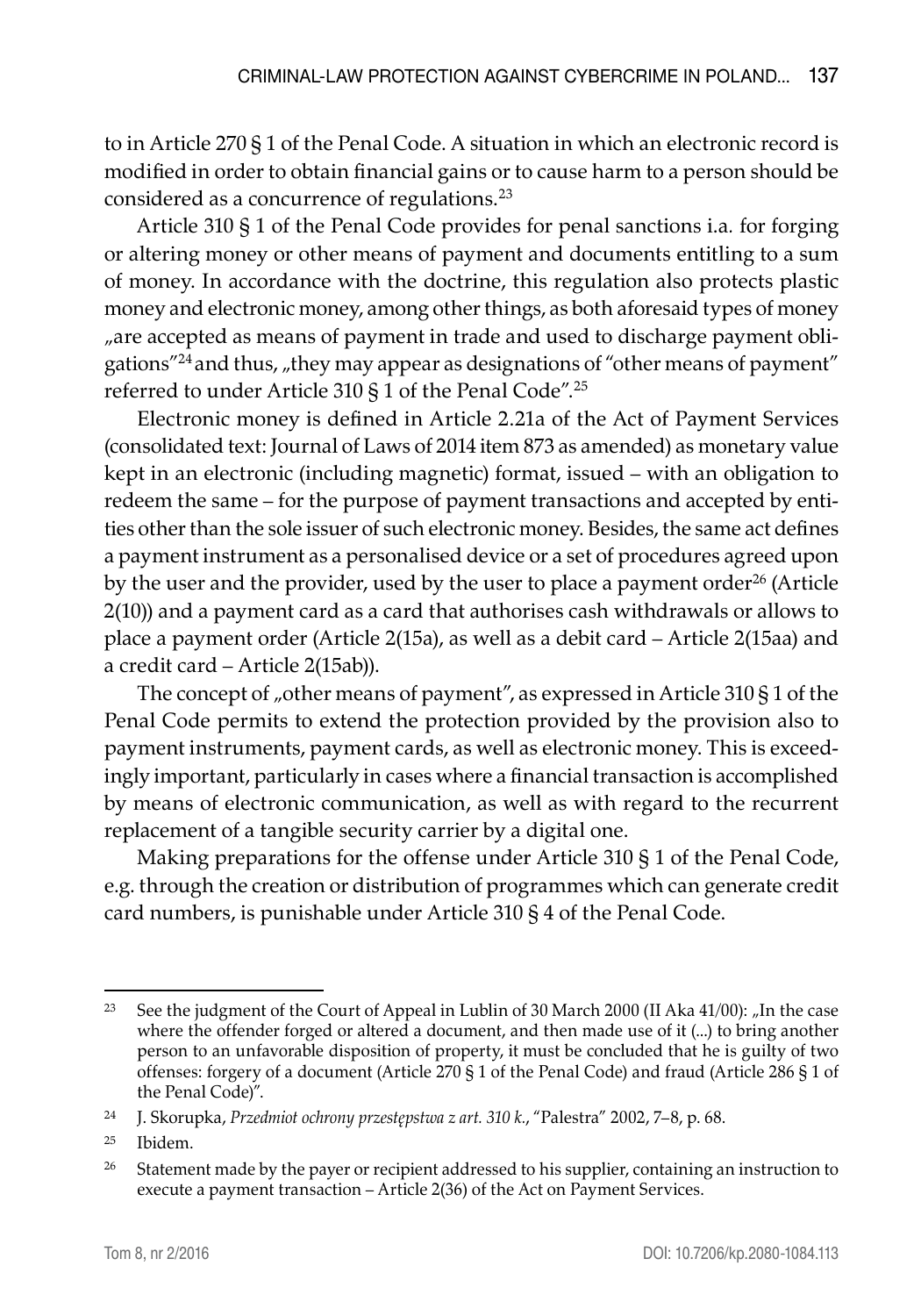to in Article 270 § 1 of the Penal Code. A situation in which an electronic record is modified in order to obtain financial gains or to cause harm to a person should be considered as a concurrence of regulations.[23]

Article 310 § 1 of the Penal Code provides for penal sanctions i.a. for forging or altering money or other means of payment and documents entitling to a sum of money. In accordance with the doctrine, this regulation also protects plastic money and electronic money, among other things, as both aforesaid types of money „are accepted as means of payment in trade and used to discharge payment obligations"[24] and thus, „they may appear as designations of "other means of payment" referred to under Article 310 § 1 of the Penal Code".[25]

Electronic money is defined in Article 2.21a of the Act of Payment Services (consolidated text: Journal of Laws of 2014 item 873 as amended) as monetary value kept in an electronic (including magnetic) format, issued – with an obligation to redeem the same – for the purpose of payment transactions and accepted by entities other than the sole issuer of such electronic money. Besides, the same act defines a payment instrument as a personalised device or a set of procedures agreed upon by the user and the provider, used by the user to place a payment order[26] (Article 2(10)) and a payment card as a card that authorises cash withdrawals or allows to place a payment order (Article 2(15a), as well as a debit card – Article 2(15aa) and a credit card – Article 2(15ab)).

The concept of „other means of payment", as expressed in Article 310 § 1 of the Penal Code permits to extend the protection provided by the provision also to payment instruments, payment cards, as well as electronic money. This is exceedingly important, particularly in cases where a financial transaction is accomplished by means of electronic communication, as well as with regard to the recurrent replacement of a tangible security carrier by a digital one.

Making preparations for the offense under Article 310 § 1 of the Penal Code, e.g. through the creation or distribution of programmes which can generate credit card numbers, is punishable under Article 310 § 4 of the Penal Code.

---

[23] See the judgment of the Court of Appeal in Lublin of 30 March 2000 (II Aka 41/00): „In the case where the offender forged or altered a document, and then made use of it (...) to bring another person to an unfavorable disposition of property, it must be concluded that he is guilty of two offenses: forgery of a document (Article 270 § 1 of the Penal Code) and fraud (Article 286 § 1 of the Penal Code)".

[24] J. Skorupka, *Przedmiot ochrony przestępstwa z art. 310 k.*, "Palestra" 2002, 7–8, p. 68.

[25] Ibidem.

[26] Statement made by the payer or recipient addressed to his supplier, containing an instruction to execute a payment transaction – Article 2(36) of the Act on Payment Services.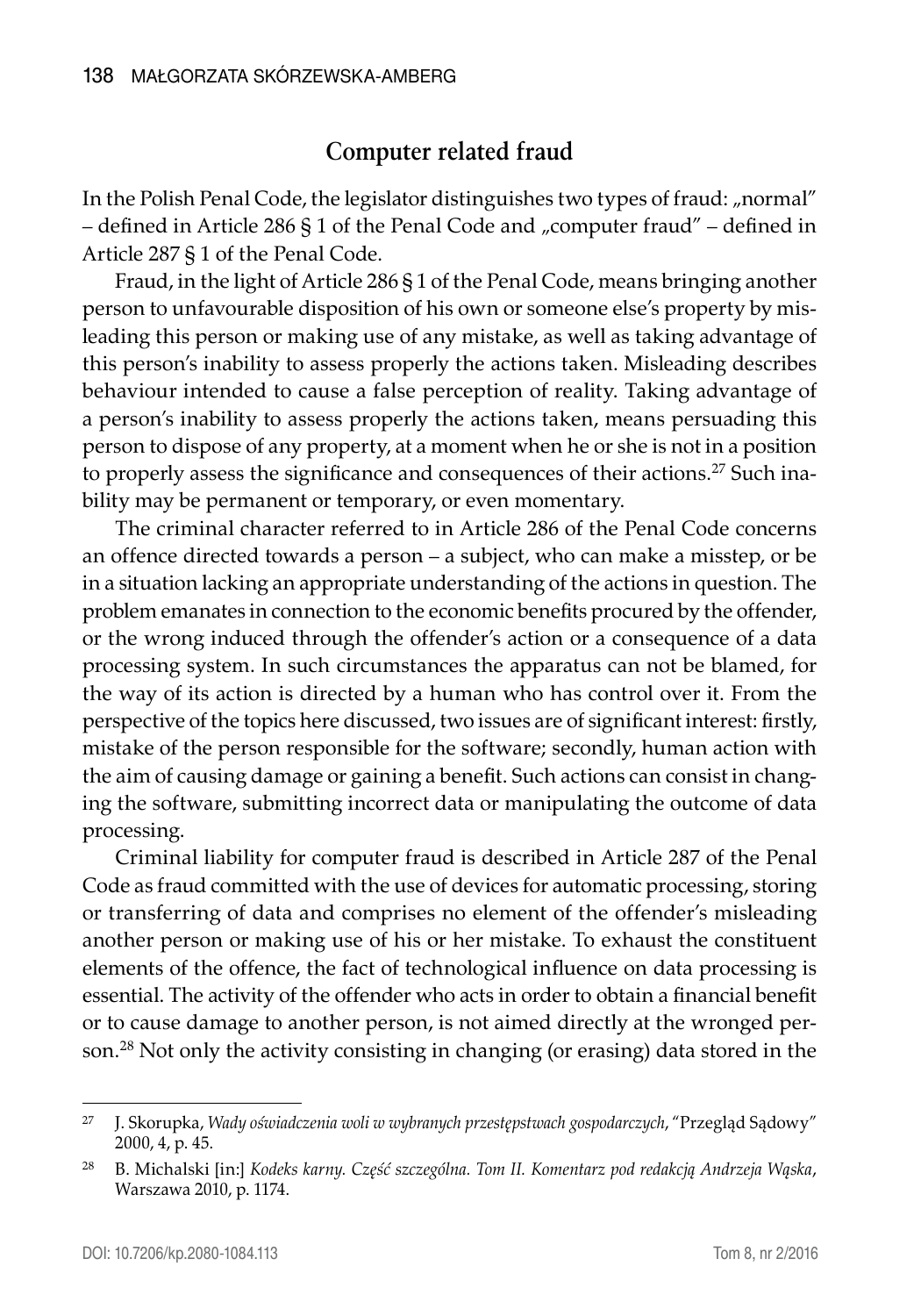## Computer related fraud

In the Polish Penal Code, the legislator distinguishes two types of fraud: „normal" – defined in Article 286 § 1 of the Penal Code and „computer fraud" – defined in Article 287 § 1 of the Penal Code.

Fraud, in the light of Article 286 § 1 of the Penal Code, means bringing another person to unfavourable disposition of his own or someone else's property by misleading this person or making use of any mistake, as well as taking advantage of this person's inability to assess properly the actions taken. Misleading describes behaviour intended to cause a false perception of reality. Taking advantage of a person's inability to assess properly the actions taken, means persuading this person to dispose of any property, at a moment when he or she is not in a position to properly assess the significance and consequences of their actions.[27] Such inability may be permanent or temporary, or even momentary.

The criminal character referred to in Article 286 of the Penal Code concerns an offence directed towards a person – a subject, who can make a misstep, or be in a situation lacking an appropriate understanding of the actions in question. The problem emanates in connection to the economic benefits procured by the offender, or the wrong induced through the offender's action or a consequence of a data processing system. In such circumstances the apparatus can not be blamed, for the way of its action is directed by a human who has control over it. From the perspective of the topics here discussed, two issues are of significant interest: firstly, mistake of the person responsible for the software; secondly, human action with the aim of causing damage or gaining a benefit. Such actions can consist in changing the software, submitting incorrect data or manipulating the outcome of data processing.

Criminal liability for computer fraud is described in Article 287 of the Penal Code as fraud committed with the use of devices for automatic processing, storing or transferring of data and comprises no element of the offender's misleading another person or making use of his or her mistake. To exhaust the constituent elements of the offence, the fact of technological influence on data processing is essential. The activity of the offender who acts in order to obtain a financial benefit or to cause damage to another person, is not aimed directly at the wronged person.[28] Not only the activity consisting in changing (or erasing) data stored in the

---

[27] J. Skorupka, *Wady oświadczenia woli w wybranych przestępstwach gospodarczych*, "Przegląd Sądowy" 2000, 4, p. 45.

[28] B. Michalski [in:] *Kodeks karny. Część szczególna. Tom II. Komentarz pod redakcją Andrzeja Wąska*, Warszawa 2010, p. 1174.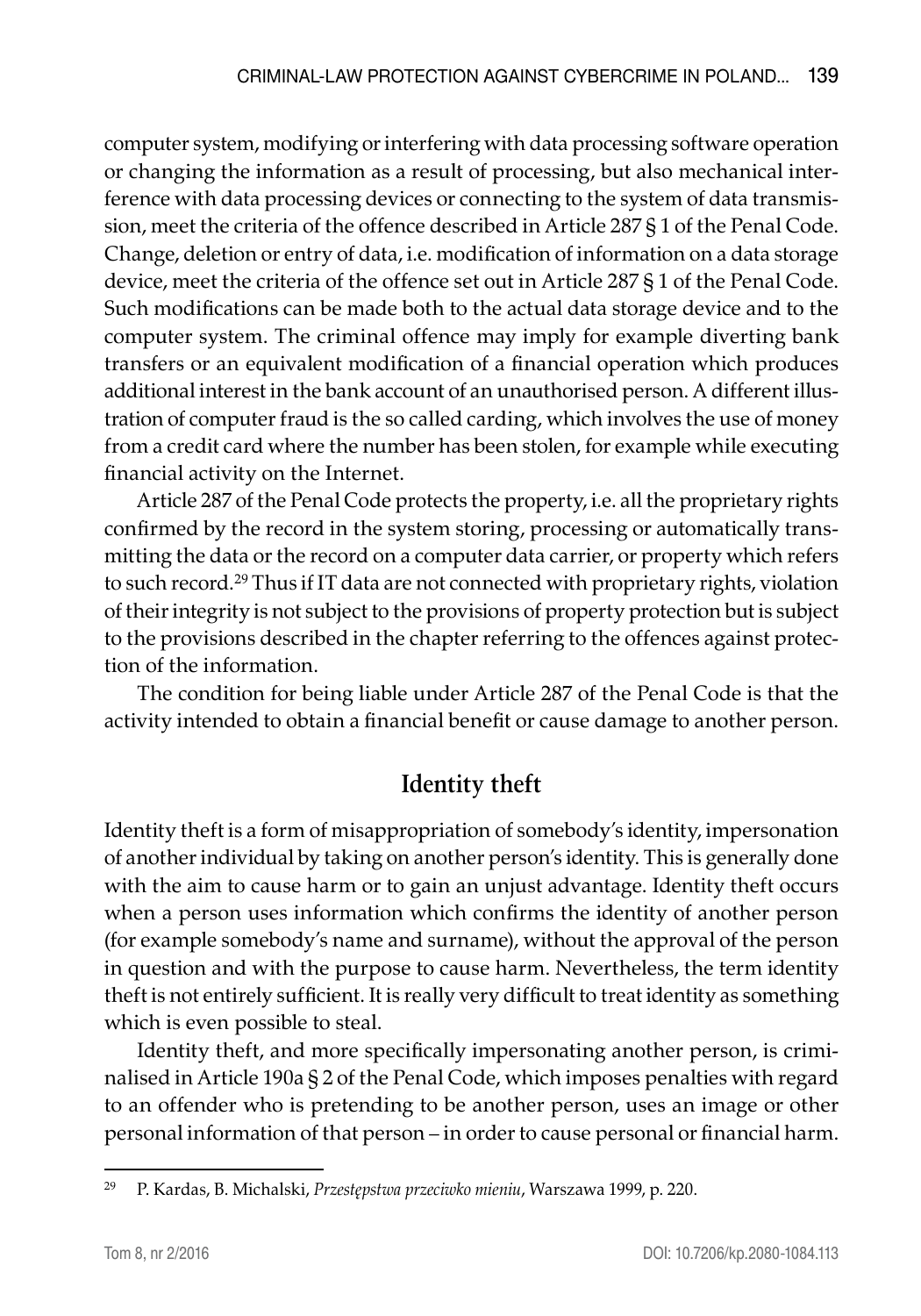computer system, modifying or interfering with data processing software operation or changing the information as a result of processing, but also mechanical interference with data processing devices or connecting to the system of data transmission, meet the criteria of the offence described in Article 287 § 1 of the Penal Code. Change, deletion or entry of data, i.e. modification of information on a data storage device, meet the criteria of the offence set out in Article 287 § 1 of the Penal Code. Such modifications can be made both to the actual data storage device and to the computer system. The criminal offence may imply for example diverting bank transfers or an equivalent modification of a financial operation which produces additional interest in the bank account of an unauthorised person. A different illustration of computer fraud is the so called carding, which involves the use of money from a credit card where the number has been stolen, for example while executing financial activity on the Internet.

Article 287 of the Penal Code protects the property, i.e. all the proprietary rights confirmed by the record in the system storing, processing or automatically transmitting the data or the record on a computer data carrier, or property which refers to such record.[29] Thus if IT data are not connected with proprietary rights, violation of their integrity is not subject to the provisions of property protection but is subject to the provisions described in the chapter referring to the offences against protection of the information.

The condition for being liable under Article 287 of the Penal Code is that the activity intended to obtain a financial benefit or cause damage to another person.

## Identity theft

Identity theft is a form of misappropriation of somebody's identity, impersonation of another individual by taking on another person's identity. This is generally done with the aim to cause harm or to gain an unjust advantage. Identity theft occurs when a person uses information which confirms the identity of another person (for example somebody's name and surname), without the approval of the person in question and with the purpose to cause harm. Nevertheless, the term identity theft is not entirely sufficient. It is really very difficult to treat identity as something which is even possible to steal.

Identity theft, and more specifically impersonating another person, is criminalised in Article 190a § 2 of the Penal Code, which imposes penalties with regard to an offender who is pretending to be another person, uses an image or other personal information of that person – in order to cause personal or financial harm.

---

[29] P. Kardas, B. Michalski, *Przestępstwa przeciwko mieniu*, Warszawa 1999, p. 220.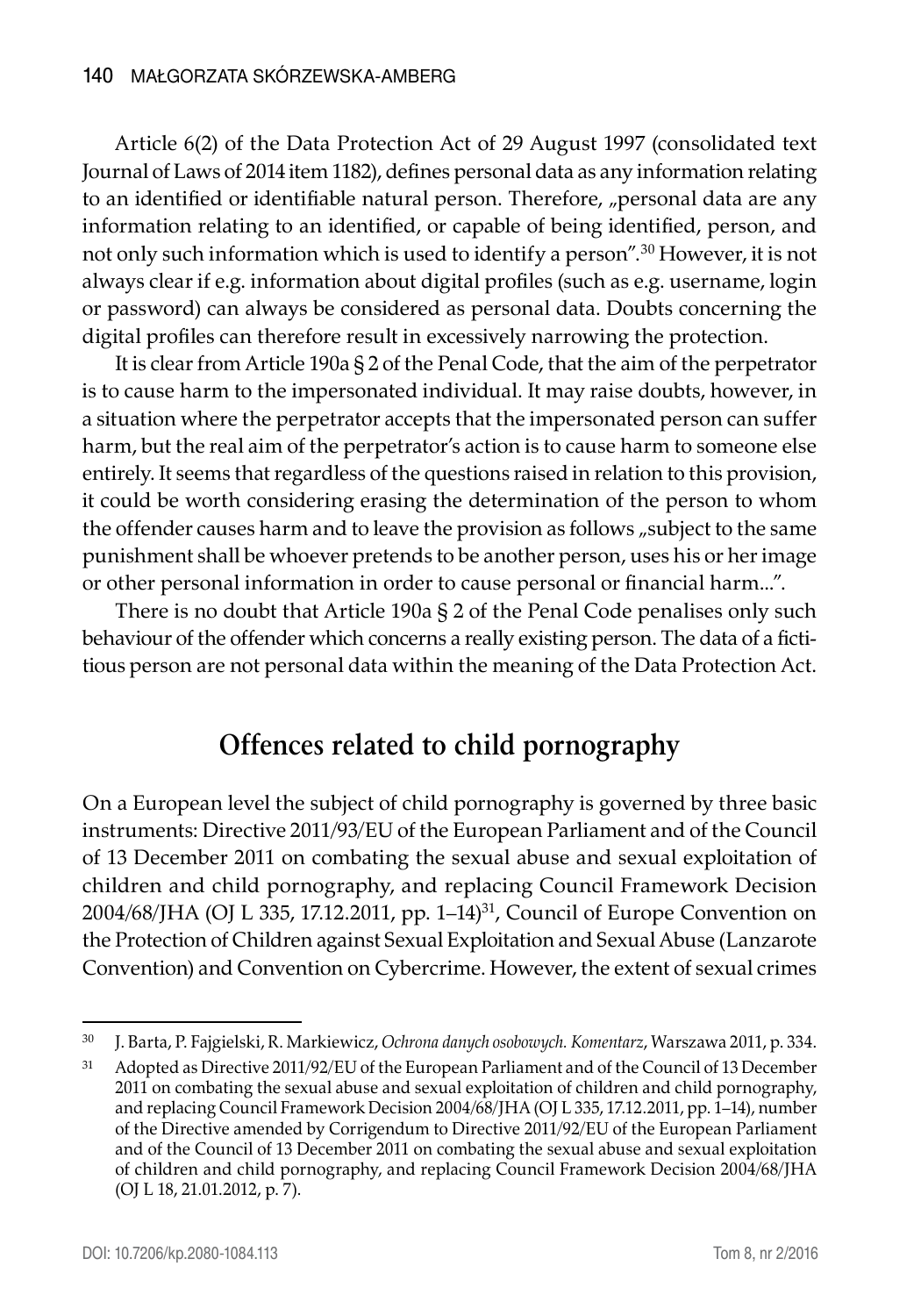Article 6(2) of the Data Protection Act of 29 August 1997 (consolidated text Journal of Laws of 2014 item 1182), defines personal data as any information relating to an identified or identifiable natural person. Therefore, „personal data are any information relating to an identified, or capable of being identified, person, and not only such information which is used to identify a person".[30] However, it is not always clear if e.g. information about digital profiles (such as e.g. username, login or password) can always be considered as personal data. Doubts concerning the digital profiles can therefore result in excessively narrowing the protection.

It is clear from Article 190a § 2 of the Penal Code, that the aim of the perpetrator is to cause harm to the impersonated individual. It may raise doubts, however, in a situation where the perpetrator accepts that the impersonated person can suffer harm, but the real aim of the perpetrator's action is to cause harm to someone else entirely. It seems that regardless of the questions raised in relation to this provision, it could be worth considering erasing the determination of the person to whom the offender causes harm and to leave the provision as follows „subject to the same punishment shall be whoever pretends to be another person, uses his or her image or other personal information in order to cause personal or financial harm...".

There is no doubt that Article 190a § 2 of the Penal Code penalises only such behaviour of the offender which concerns a really existing person. The data of a fictitious person are not personal data within the meaning of the Data Protection Act.

## Offences related to child pornography

On a European level the subject of child pornography is governed by three basic instruments: Directive 2011/93/EU of the European Parliament and of the Council of 13 December 2011 on combating the sexual abuse and sexual exploitation of children and child pornography, and replacing Council Framework Decision 2004/68/JHA (OJ L 335, 17.12.2011, pp. 1–14)[31], Council of Europe Convention on the Protection of Children against Sexual Exploitation and Sexual Abuse (Lanzarote Convention) and Convention on Cybercrime. However, the extent of sexual crimes

---

[30] J. Barta, P. Fajgielski, R. Markiewicz, *Ochrona danych osobowych. Komentarz*, Warszawa 2011, p. 334.

[31] Adopted as Directive 2011/92/EU of the European Parliament and of the Council of 13 December 2011 on combating the sexual abuse and sexual exploitation of children and child pornography, and replacing Council Framework Decision 2004/68/JHA (OJ L 335, 17.12.2011, pp. 1–14), number of the Directive amended by Corrigendum to Directive 2011/92/EU of the European Parliament and of the Council of 13 December 2011 on combating the sexual abuse and sexual exploitation of children and child pornography, and replacing Council Framework Decision 2004/68/JHA (OJ L 18, 21.01.2012, p. 7).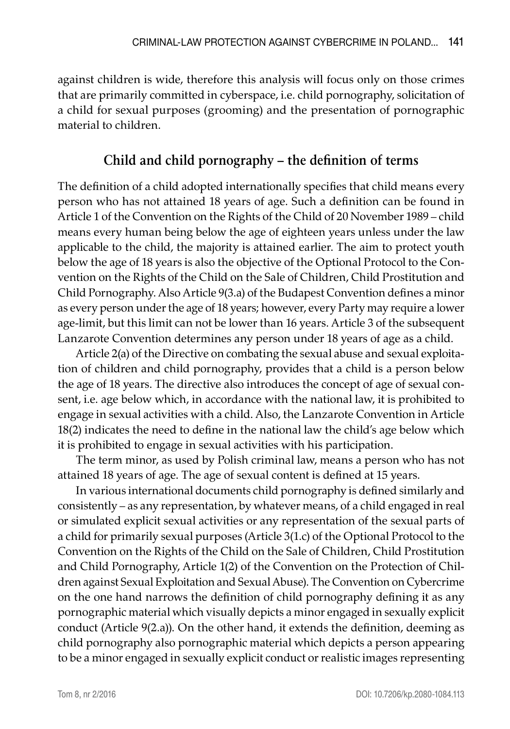against children is wide, therefore this analysis will focus only on those crimes that are primarily committed in cyberspace, i.e. child pornography, solicitation of a child for sexual purposes (grooming) and the presentation of pornographic material to children.

## Child and child pornography – the definition of terms

The definition of a child adopted internationally specifies that child means every person who has not attained 18 years of age. Such a definition can be found in Article 1 of the Convention on the Rights of the Child of 20 November 1989 – child means every human being below the age of eighteen years unless under the law applicable to the child, the majority is attained earlier. The aim to protect youth below the age of 18 years is also the objective of the Optional Protocol to the Convention on the Rights of the Child on the Sale of Children, Child Prostitution and Child Pornography. Also Article 9(3.a) of the Budapest Convention defines a minor as every person under the age of 18 years; however, every Party may require a lower age-limit, but this limit can not be lower than 16 years. Article 3 of the subsequent Lanzarote Convention determines any person under 18 years of age as a child.

Article 2(a) of the Directive on combating the sexual abuse and sexual exploitation of children and child pornography, provides that a child is a person below the age of 18 years. The directive also introduces the concept of age of sexual consent, i.e. age below which, in accordance with the national law, it is prohibited to engage in sexual activities with a child. Also, the Lanzarote Convention in Article 18(2) indicates the need to define in the national law the child's age below which it is prohibited to engage in sexual activities with his participation.

The term minor, as used by Polish criminal law, means a person who has not attained 18 years of age. The age of sexual content is defined at 15 years.

In various international documents child pornography is defined similarly and consistently – as any representation, by whatever means, of a child engaged in real or simulated explicit sexual activities or any representation of the sexual parts of a child for primarily sexual purposes (Article 3(1.c) of the Optional Protocol to the Convention on the Rights of the Child on the Sale of Children, Child Prostitution and Child Pornography, Article 1(2) of the Convention on the Protection of Children against Sexual Exploitation and Sexual Abuse). The Convention on Cybercrime on the one hand narrows the definition of child pornography defining it as any pornographic material which visually depicts a minor engaged in sexually explicit conduct (Article 9(2.a)). On the other hand, it extends the definition, deeming as child pornography also pornographic material which depicts a person appearing to be a minor engaged in sexually explicit conduct or realistic images representing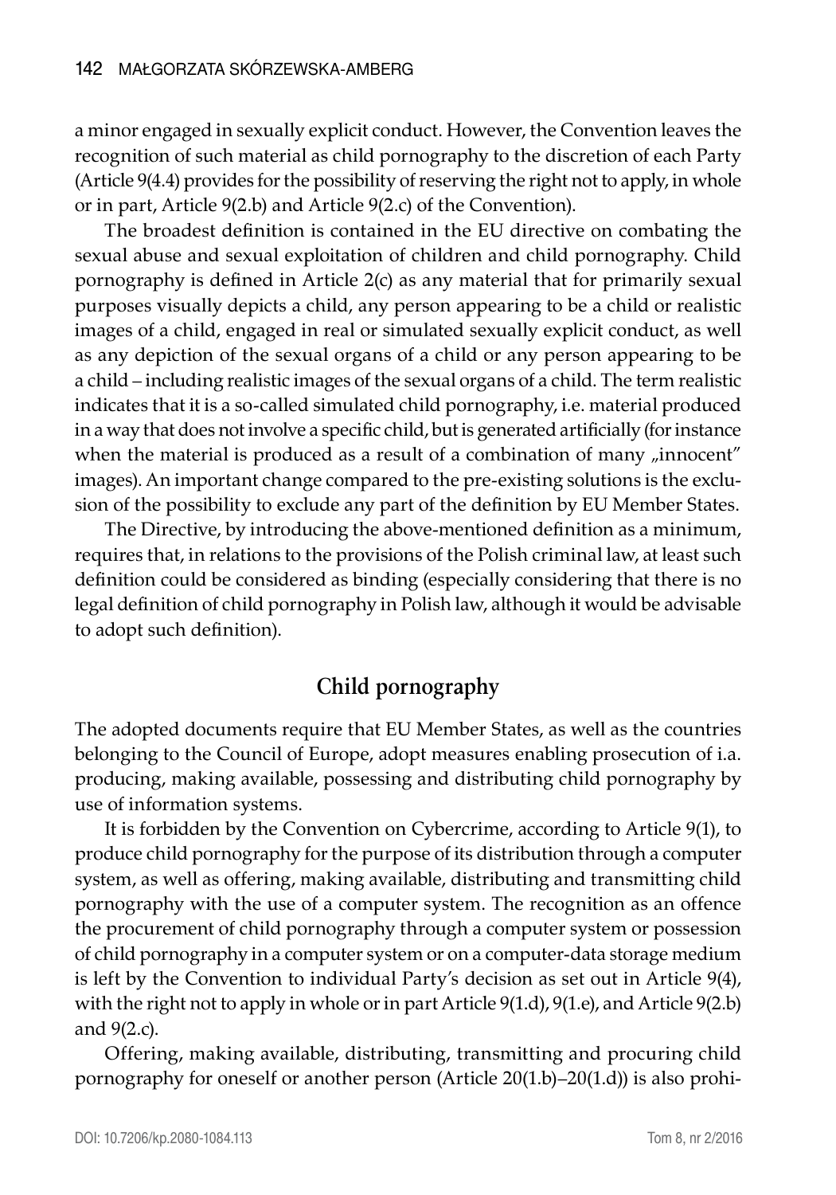a minor engaged in sexually explicit conduct. However, the Convention leaves the recognition of such material as child pornography to the discretion of each Party (Article 9(4.4) provides for the possibility of reserving the right not to apply, in whole or in part, Article 9(2.b) and Article 9(2.c) of the Convention).

The broadest definition is contained in the EU directive on combating the sexual abuse and sexual exploitation of children and child pornography. Child pornography is defined in Article 2(c) as any material that for primarily sexual purposes visually depicts a child, any person appearing to be a child or realistic images of a child, engaged in real or simulated sexually explicit conduct, as well as any depiction of the sexual organs of a child or any person appearing to be a child – including realistic images of the sexual organs of a child. The term realistic indicates that it is a so-called simulated child pornography, i.e. material produced in a way that does not involve a specific child, but is generated artificially (for instance when the material is produced as a result of a combination of many „innocent" images). An important change compared to the pre-existing solutions is the exclusion of the possibility to exclude any part of the definition by EU Member States.

The Directive, by introducing the above-mentioned definition as a minimum, requires that, in relations to the provisions of the Polish criminal law, at least such definition could be considered as binding (especially considering that there is no legal definition of child pornography in Polish law, although it would be advisable to adopt such definition).

## Child pornography

The adopted documents require that EU Member States, as well as the countries belonging to the Council of Europe, adopt measures enabling prosecution of i.a. producing, making available, possessing and distributing child pornography by use of information systems.

It is forbidden by the Convention on Cybercrime, according to Article 9(1), to produce child pornography for the purpose of its distribution through a computer system, as well as offering, making available, distributing and transmitting child pornography with the use of a computer system. The recognition as an offence the procurement of child pornography through a computer system or possession of child pornography in a computer system or on a computer-data storage medium is left by the Convention to individual Party's decision as set out in Article 9(4), with the right not to apply in whole or in part Article 9(1.d), 9(1.e), and Article 9(2.b) and 9(2.c).

Offering, making available, distributing, transmitting and procuring child pornography for oneself or another person (Article 20(1.b)–20(1.d)) is also prohi-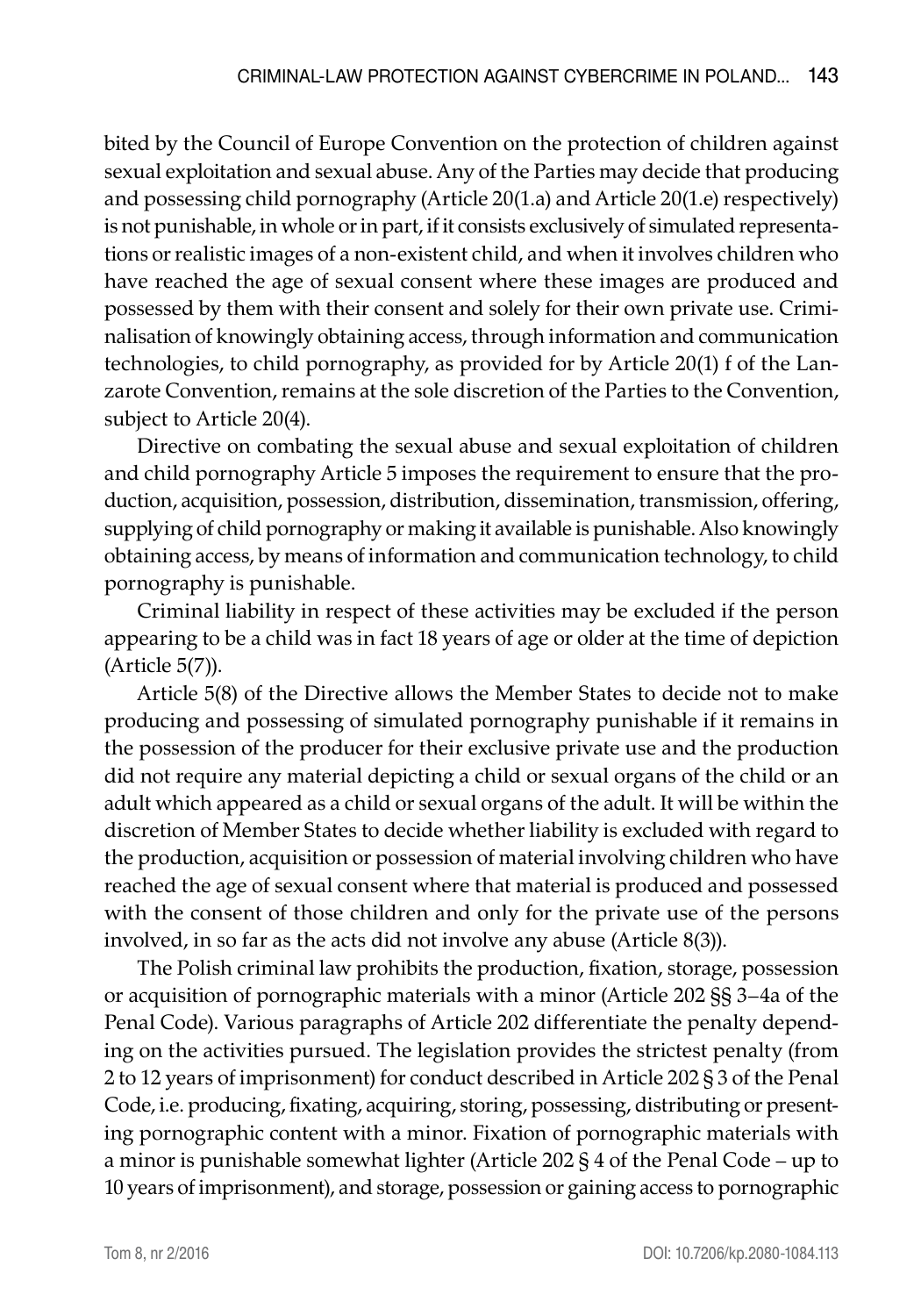bited by the Council of Europe Convention on the protection of children against sexual exploitation and sexual abuse. Any of the Parties may decide that producing and possessing child pornography (Article 20(1.a) and Article 20(1.e) respectively) is not punishable, in whole or in part, if it consists exclusively of simulated representations or realistic images of a non-existent child, and when it involves children who have reached the age of sexual consent where these images are produced and possessed by them with their consent and solely for their own private use. Criminalisation of knowingly obtaining access, through information and communication technologies, to child pornography, as provided for by Article 20(1) f of the Lanzarote Convention, remains at the sole discretion of the Parties to the Convention, subject to Article 20(4).

Directive on combating the sexual abuse and sexual exploitation of children and child pornography Article 5 imposes the requirement to ensure that the production, acquisition, possession, distribution, dissemination, transmission, offering, supplying of child pornography or making it available is punishable. Also knowingly obtaining access, by means of information and communication technology, to child pornography is punishable.

Criminal liability in respect of these activities may be excluded if the person appearing to be a child was in fact 18 years of age or older at the time of depiction (Article 5(7)).

Article 5(8) of the Directive allows the Member States to decide not to make producing and possessing of simulated pornography punishable if it remains in the possession of the producer for their exclusive private use and the production did not require any material depicting a child or sexual organs of the child or an adult which appeared as a child or sexual organs of the adult. It will be within the discretion of Member States to decide whether liability is excluded with regard to the production, acquisition or possession of material involving children who have reached the age of sexual consent where that material is produced and possessed with the consent of those children and only for the private use of the persons involved, in so far as the acts did not involve any abuse (Article 8(3)).

The Polish criminal law prohibits the production, fixation, storage, possession or acquisition of pornographic materials with a minor (Article 202 §§ 3–4a of the Penal Code). Various paragraphs of Article 202 differentiate the penalty depending on the activities pursued. The legislation provides the strictest penalty (from 2 to 12 years of imprisonment) for conduct described in Article 202 § 3 of the Penal Code, i.e. producing, fixating, acquiring, storing, possessing, distributing or presenting pornographic content with a minor. Fixation of pornographic materials with a minor is punishable somewhat lighter (Article 202 § 4 of the Penal Code – up to 10 years of imprisonment), and storage, possession or gaining access to pornographic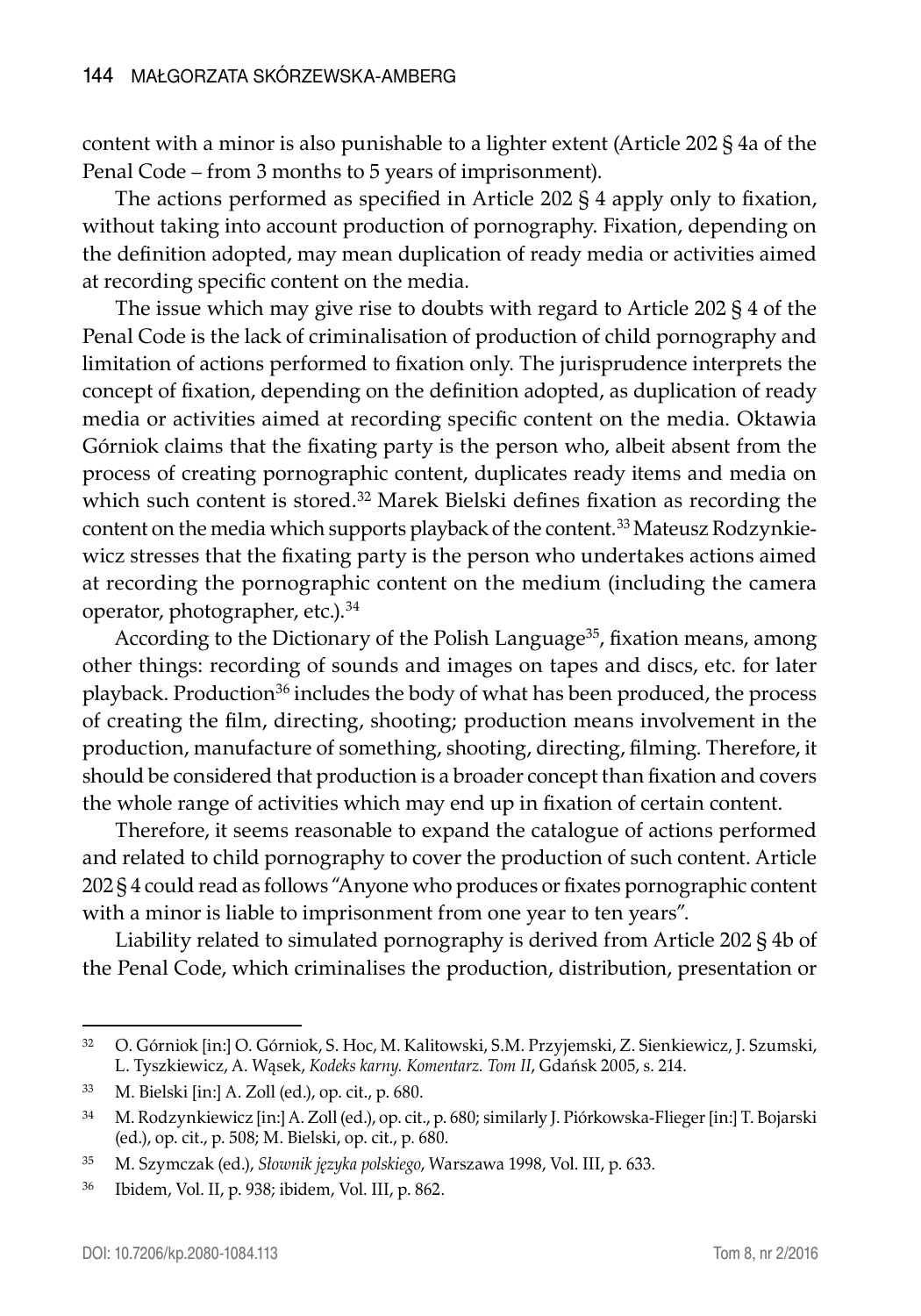content with a minor is also punishable to a lighter extent (Article 202 § 4a of the Penal Code – from 3 months to 5 years of imprisonment).

The actions performed as specified in Article 202 § 4 apply only to fixation, without taking into account production of pornography. Fixation, depending on the definition adopted, may mean duplication of ready media or activities aimed at recording specific content on the media.

The issue which may give rise to doubts with regard to Article 202 § 4 of the Penal Code is the lack of criminalisation of production of child pornography and limitation of actions performed to fixation only. The jurisprudence interprets the concept of fixation, depending on the definition adopted, as duplication of ready media or activities aimed at recording specific content on the media. Oktawia Górniok claims that the fixating party is the person who, albeit absent from the process of creating pornographic content, duplicates ready items and media on which such content is stored.[32] Marek Bielski defines fixation as recording the content on the media which supports playback of the content.[33] Mateusz Rodzynkiewicz stresses that the fixating party is the person who undertakes actions aimed at recording the pornographic content on the medium (including the camera operator, photographer, etc.).[34]

According to the Dictionary of the Polish Language[35], fixation means, among other things: recording of sounds and images on tapes and discs, etc. for later playback. Production[36] includes the body of what has been produced, the process of creating the film, directing, shooting; production means involvement in the production, manufacture of something, shooting, directing, filming. Therefore, it should be considered that production is a broader concept than fixation and covers the whole range of activities which may end up in fixation of certain content.

Therefore, it seems reasonable to expand the catalogue of actions performed and related to child pornography to cover the production of such content. Article 202 § 4 could read as follows "Anyone who produces or fixates pornographic content with a minor is liable to imprisonment from one year to ten years".

Liability related to simulated pornography is derived from Article 202 § 4b of the Penal Code, which criminalises the production, distribution, presentation or

---

[32] O. Górniok [in:] O. Górniok, S. Hoc, M. Kalitowski, S.M. Przyjemski, Z. Sienkiewicz, J. Szumski, L. Tyszkiewicz, A. Wąsek, *Kodeks karny. Komentarz. Tom II*, Gdańsk 2005, s. 214.

[33] M. Bielski [in:] A. Zoll (ed.), op. cit., p. 680.

[34] M. Rodzynkiewicz [in:] A. Zoll (ed.), op. cit., p. 680; similarly J. Piórkowska-Flieger [in:] T. Bojarski (ed.), op. cit., p. 508; M. Bielski, op. cit., p. 680.

[35] M. Szymczak (ed.), *Słownik języka polskiego*, Warszawa 1998, Vol. III, p. 633.

[36] Ibidem, Vol. II, p. 938; ibidem, Vol. III, p. 862.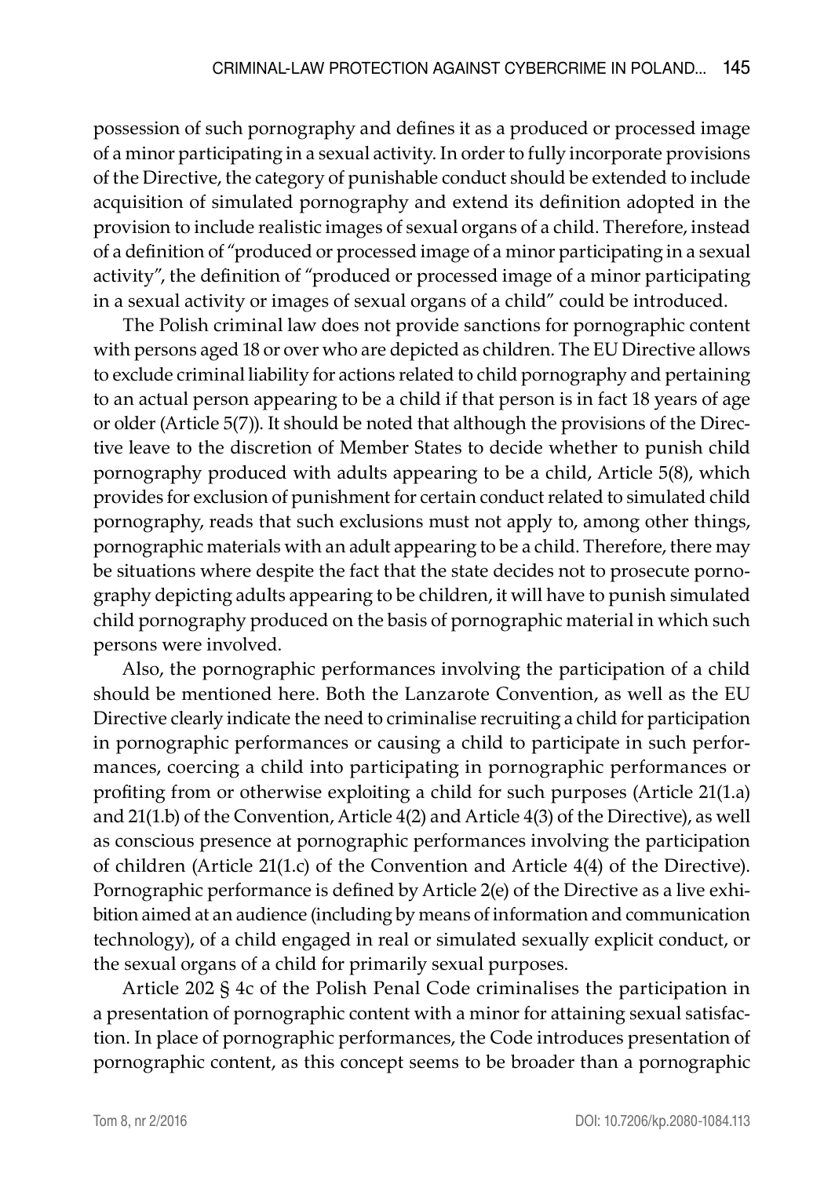possession of such pornography and defines it as a produced or processed image of a minor participating in a sexual activity. In order to fully incorporate provisions of the Directive, the category of punishable conduct should be extended to include acquisition of simulated pornography and extend its definition adopted in the provision to include realistic images of sexual organs of a child. Therefore, instead of a definition of "produced or processed image of a minor participating in a sexual activity", the definition of "produced or processed image of a minor participating in a sexual activity or images of sexual organs of a child" could be introduced.

The Polish criminal law does not provide sanctions for pornographic content with persons aged 18 or over who are depicted as children. The EU Directive allows to exclude criminal liability for actions related to child pornography and pertaining to an actual person appearing to be a child if that person is in fact 18 years of age or older (Article 5(7)). It should be noted that although the provisions of the Directive leave to the discretion of Member States to decide whether to punish child pornography produced with adults appearing to be a child, Article 5(8), which provides for exclusion of punishment for certain conduct related to simulated child pornography, reads that such exclusions must not apply to, among other things, pornographic materials with an adult appearing to be a child. Therefore, there may be situations where despite the fact that the state decides not to prosecute pornography depicting adults appearing to be children, it will have to punish simulated child pornography produced on the basis of pornographic material in which such persons were involved.

Also, the pornographic performances involving the participation of a child should be mentioned here. Both the Lanzarote Convention, as well as the EU Directive clearly indicate the need to criminalise recruiting a child for participation in pornographic performances or causing a child to participate in such performances, coercing a child into participating in pornographic performances or profiting from or otherwise exploiting a child for such purposes (Article 21(1.a) and 21(1.b) of the Convention, Article 4(2) and Article 4(3) of the Directive), as well as conscious presence at pornographic performances involving the participation of children (Article 21(1.c) of the Convention and Article 4(4) of the Directive). Pornographic performance is defined by Article 2(e) of the Directive as a live exhibition aimed at an audience (including by means of information and communication technology), of a child engaged in real or simulated sexually explicit conduct, or the sexual organs of a child for primarily sexual purposes.

Article 202 § 4c of the Polish Penal Code criminalises the participation in a presentation of pornographic content with a minor for attaining sexual satisfaction. In place of pornographic performances, the Code introduces presentation of pornographic content, as this concept seems to be broader than a pornographic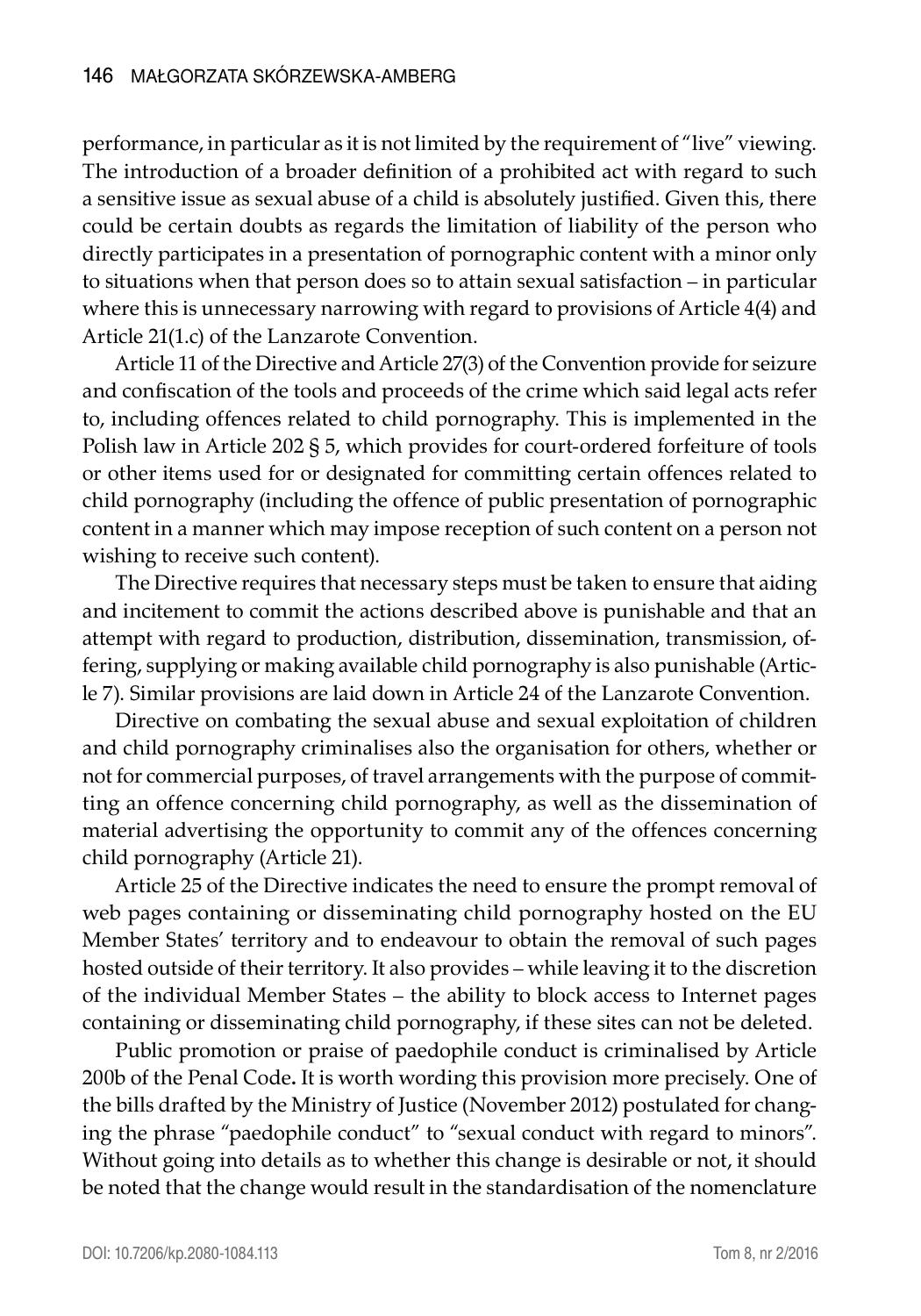performance, in particular as it is not limited by the requirement of "live" viewing. The introduction of a broader definition of a prohibited act with regard to such a sensitive issue as sexual abuse of a child is absolutely justified. Given this, there could be certain doubts as regards the limitation of liability of the person who directly participates in a presentation of pornographic content with a minor only to situations when that person does so to attain sexual satisfaction – in particular where this is unnecessary narrowing with regard to provisions of Article 4(4) and Article 21(1.c) of the Lanzarote Convention.

Article 11 of the Directive and Article 27(3) of the Convention provide for seizure and confiscation of the tools and proceeds of the crime which said legal acts refer to, including offences related to child pornography. This is implemented in the Polish law in Article 202 § 5, which provides for court-ordered forfeiture of tools or other items used for or designated for committing certain offences related to child pornography (including the offence of public presentation of pornographic content in a manner which may impose reception of such content on a person not wishing to receive such content).

The Directive requires that necessary steps must be taken to ensure that aiding and incitement to commit the actions described above is punishable and that an attempt with regard to production, distribution, dissemination, transmission, offering, supplying or making available child pornography is also punishable (Article 7). Similar provisions are laid down in Article 24 of the Lanzarote Convention.

Directive on combating the sexual abuse and sexual exploitation of children and child pornography criminalises also the organisation for others, whether or not for commercial purposes, of travel arrangements with the purpose of committing an offence concerning child pornography, as well as the dissemination of material advertising the opportunity to commit any of the offences concerning child pornography (Article 21).

Article 25 of the Directive indicates the need to ensure the prompt removal of web pages containing or disseminating child pornography hosted on the EU Member States' territory and to endeavour to obtain the removal of such pages hosted outside of their territory. It also provides – while leaving it to the discretion of the individual Member States – the ability to block access to Internet pages containing or disseminating child pornography, if these sites can not be deleted.

Public promotion or praise of paedophile conduct is criminalised by Article 200b of the Penal Code**.** It is worth wording this provision more precisely. One of the bills drafted by the Ministry of Justice (November 2012) postulated for changing the phrase "paedophile conduct" to "sexual conduct with regard to minors". Without going into details as to whether this change is desirable or not, it should be noted that the change would result in the standardisation of the nomenclature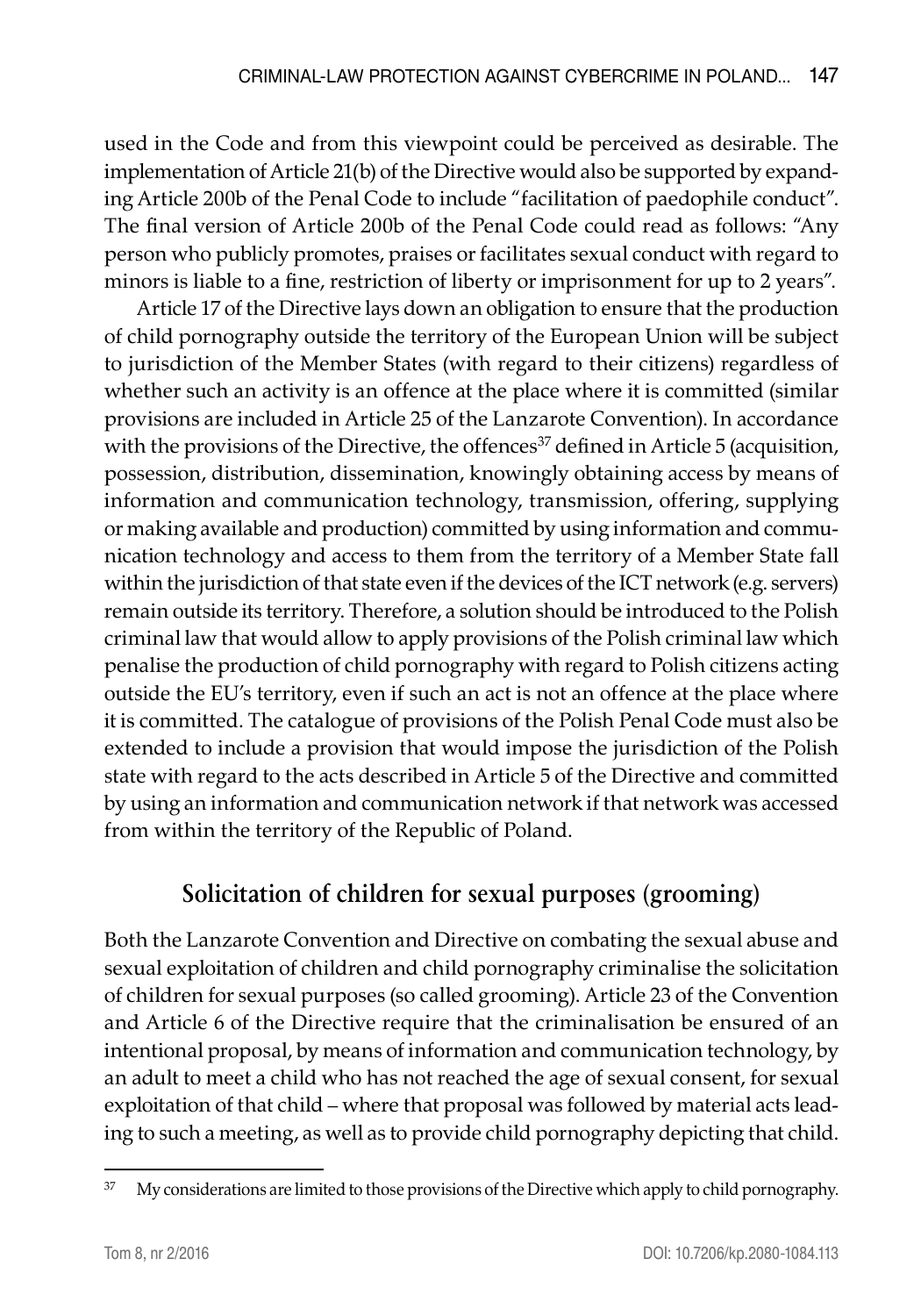used in the Code and from this viewpoint could be perceived as desirable. The implementation of Article 21(b) of the Directive would also be supported by expanding Article 200b of the Penal Code to include "facilitation of paedophile conduct". The final version of Article 200b of the Penal Code could read as follows: "Any person who publicly promotes, praises or facilitates sexual conduct with regard to minors is liable to a fine, restriction of liberty or imprisonment for up to 2 years".

Article 17 of the Directive lays down an obligation to ensure that the production of child pornography outside the territory of the European Union will be subject to jurisdiction of the Member States (with regard to their citizens) regardless of whether such an activity is an offence at the place where it is committed (similar provisions are included in Article 25 of the Lanzarote Convention). In accordance with the provisions of the Directive, the offences[37] defined in Article 5 (acquisition, possession, distribution, dissemination, knowingly obtaining access by means of information and communication technology, transmission, offering, supplying or making available and production) committed by using information and communication technology and access to them from the territory of a Member State fall within the jurisdiction of that state even if the devices of the ICT network (e.g. servers) remain outside its territory. Therefore, a solution should be introduced to the Polish criminal law that would allow to apply provisions of the Polish criminal law which penalise the production of child pornography with regard to Polish citizens acting outside the EU's territory, even if such an act is not an offence at the place where it is committed. The catalogue of provisions of the Polish Penal Code must also be extended to include a provision that would impose the jurisdiction of the Polish state with regard to the acts described in Article 5 of the Directive and committed by using an information and communication network if that network was accessed from within the territory of the Republic of Poland.

## Solicitation of children for sexual purposes (grooming)

Both the Lanzarote Convention and Directive on combating the sexual abuse and sexual exploitation of children and child pornography criminalise the solicitation of children for sexual purposes (so called grooming). Article 23 of the Convention and Article 6 of the Directive require that the criminalisation be ensured of an intentional proposal, by means of information and communication technology, by an adult to meet a child who has not reached the age of sexual consent, for sexual exploitation of that child – where that proposal was followed by material acts leading to such a meeting, as well as to provide child pornography depicting that child.

[37] My considerations are limited to those provisions of the Directive which apply to child pornography.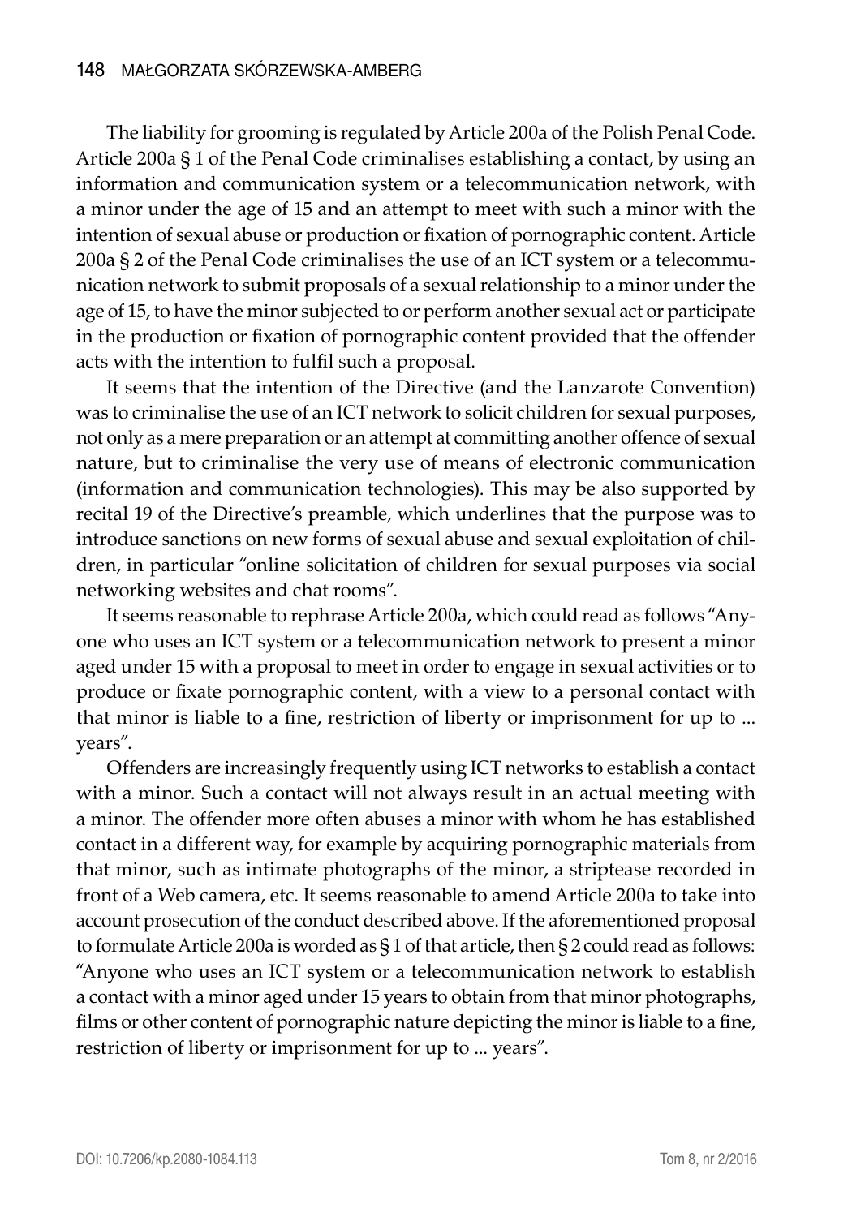The liability for grooming is regulated by Article 200a of the Polish Penal Code. Article 200a § 1 of the Penal Code criminalises establishing a contact, by using an information and communication system or a telecommunication network, with a minor under the age of 15 and an attempt to meet with such a minor with the intention of sexual abuse or production or fixation of pornographic content. Article 200a § 2 of the Penal Code criminalises the use of an ICT system or a telecommunication network to submit proposals of a sexual relationship to a minor under the age of 15, to have the minor subjected to or perform another sexual act or participate in the production or fixation of pornographic content provided that the offender acts with the intention to fulfil such a proposal.

It seems that the intention of the Directive (and the Lanzarote Convention) was to criminalise the use of an ICT network to solicit children for sexual purposes, not only as a mere preparation or an attempt at committing another offence of sexual nature, but to criminalise the very use of means of electronic communication (information and communication technologies). This may be also supported by recital 19 of the Directive's preamble, which underlines that the purpose was to introduce sanctions on new forms of sexual abuse and sexual exploitation of children, in particular "online solicitation of children for sexual purposes via social networking websites and chat rooms".

It seems reasonable to rephrase Article 200a, which could read as follows "Anyone who uses an ICT system or a telecommunication network to present a minor aged under 15 with a proposal to meet in order to engage in sexual activities or to produce or fixate pornographic content, with a view to a personal contact with that minor is liable to a fine, restriction of liberty or imprisonment for up to ... years".

Offenders are increasingly frequently using ICT networks to establish a contact with a minor. Such a contact will not always result in an actual meeting with a minor. The offender more often abuses a minor with whom he has established contact in a different way, for example by acquiring pornographic materials from that minor, such as intimate photographs of the minor, a striptease recorded in front of a Web camera, etc. It seems reasonable to amend Article 200a to take into account prosecution of the conduct described above. If the aforementioned proposal to formulate Article 200a is worded as § 1 of that article, then § 2 could read as follows: "Anyone who uses an ICT system or a telecommunication network to establish a contact with a minor aged under 15 years to obtain from that minor photographs, films or other content of pornographic nature depicting the minor is liable to a fine, restriction of liberty or imprisonment for up to ... years".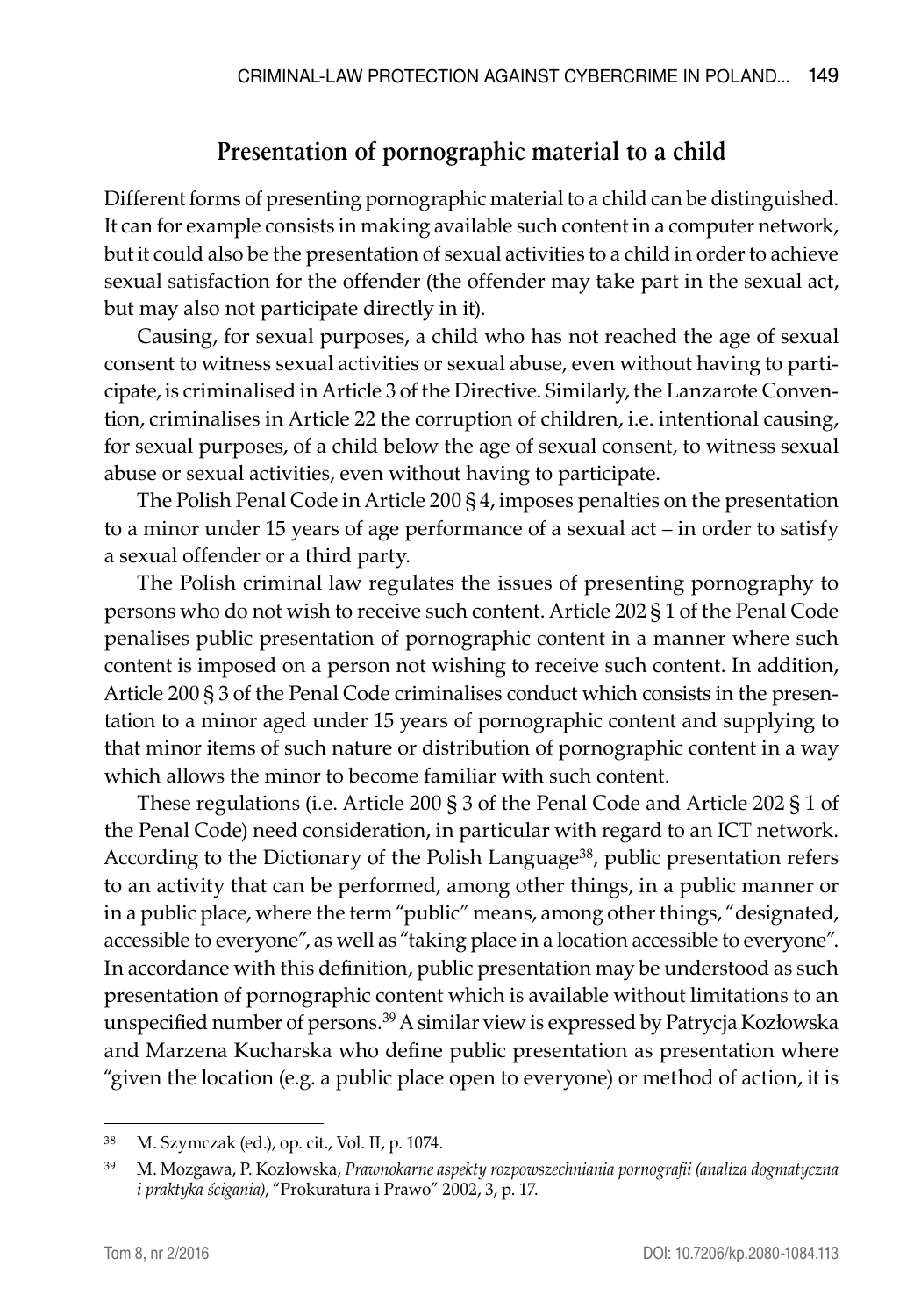## Presentation of pornographic material to a child

Different forms of presenting pornographic material to a child can be distinguished. It can for example consists in making available such content in a computer network, but it could also be the presentation of sexual activities to a child in order to achieve sexual satisfaction for the offender (the offender may take part in the sexual act, but may also not participate directly in it).

Causing, for sexual purposes, a child who has not reached the age of sexual consent to witness sexual activities or sexual abuse, even without having to participate, is criminalised in Article 3 of the Directive. Similarly, the Lanzarote Convention, criminalises in Article 22 the corruption of children, i.e. intentional causing, for sexual purposes, of a child below the age of sexual consent, to witness sexual abuse or sexual activities, even without having to participate.

The Polish Penal Code in Article 200 § 4, imposes penalties on the presentation to a minor under 15 years of age performance of a sexual act – in order to satisfy a sexual offender or a third party.

The Polish criminal law regulates the issues of presenting pornography to persons who do not wish to receive such content. Article 202 § 1 of the Penal Code penalises public presentation of pornographic content in a manner where such content is imposed on a person not wishing to receive such content. In addition, Article 200 § 3 of the Penal Code criminalises conduct which consists in the presentation to a minor aged under 15 years of pornographic content and supplying to that minor items of such nature or distribution of pornographic content in a way which allows the minor to become familiar with such content.

These regulations (i.e. Article 200 § 3 of the Penal Code and Article 202 § 1 of the Penal Code) need consideration, in particular with regard to an ICT network. According to the Dictionary of the Polish Language[38], public presentation refers to an activity that can be performed, among other things, in a public manner or in a public place, where the term "public" means, among other things, "designated, accessible to everyone", as well as "taking place in a location accessible to everyone". In accordance with this definition, public presentation may be understood as such presentation of pornographic content which is available without limitations to an unspecified number of persons.[39] A similar view is expressed by Patrycja Kozłowska and Marzena Kucharska who define public presentation as presentation where "given the location (e.g. a public place open to everyone) or method of action, it is

---

[38] M. Szymczak (ed.), op. cit., Vol. II, p. 1074.

[39] M. Mozgawa, P. Kozłowska, *Prawnokarne aspekty rozpowszechniania pornografii (analiza dogmatyczna i praktyka ścigania)*, "Prokuratura i Prawo" 2002, 3, p. 17.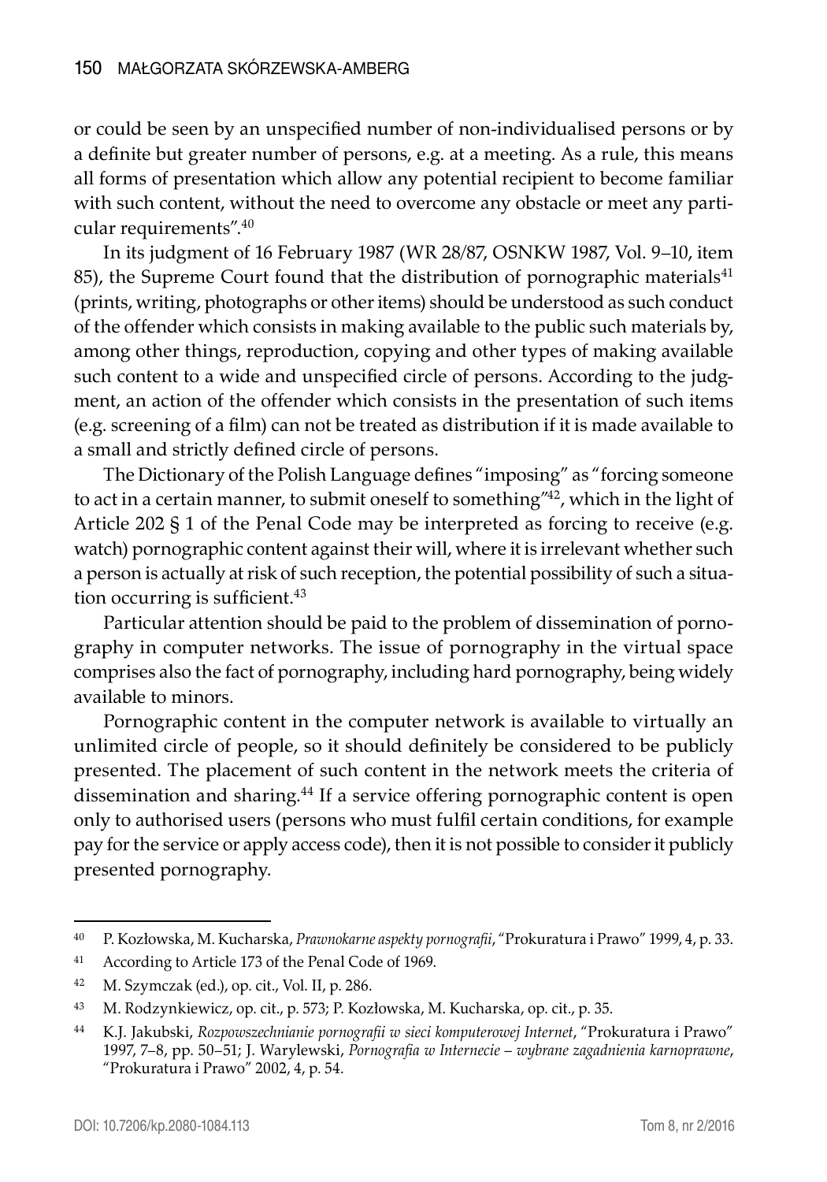or could be seen by an unspecified number of non-individualised persons or by a definite but greater number of persons, e.g. at a meeting. As a rule, this means all forms of presentation which allow any potential recipient to become familiar with such content, without the need to overcome any obstacle or meet any particular requirements".[40]

In its judgment of 16 February 1987 (WR 28/87, OSNKW 1987, Vol. 9–10, item 85), the Supreme Court found that the distribution of pornographic materials[41] (prints, writing, photographs or other items) should be understood as such conduct of the offender which consists in making available to the public such materials by, among other things, reproduction, copying and other types of making available such content to a wide and unspecified circle of persons. According to the judgment, an action of the offender which consists in the presentation of such items (e.g. screening of a film) can not be treated as distribution if it is made available to a small and strictly defined circle of persons.

The Dictionary of the Polish Language defines "imposing" as "forcing someone to act in a certain manner, to submit oneself to something"[42], which in the light of Article 202 § 1 of the Penal Code may be interpreted as forcing to receive (e.g. watch) pornographic content against their will, where it is irrelevant whether such a person is actually at risk of such reception, the potential possibility of such a situation occurring is sufficient.[43]

Particular attention should be paid to the problem of dissemination of pornography in computer networks. The issue of pornography in the virtual space comprises also the fact of pornography, including hard pornography, being widely available to minors.

Pornographic content in the computer network is available to virtually an unlimited circle of people, so it should definitely be considered to be publicly presented. The placement of such content in the network meets the criteria of dissemination and sharing.[44] If a service offering pornographic content is open only to authorised users (persons who must fulfil certain conditions, for example pay for the service or apply access code), then it is not possible to consider it publicly presented pornography.

---

[40] P. Kozłowska, M. Kucharska, *Prawnokarne aspekty pornografii*, "Prokuratura i Prawo" 1999, 4, p. 33.

[41] According to Article 173 of the Penal Code of 1969.

[42] M. Szymczak (ed.), op. cit., Vol. II, p. 286.

[43] M. Rodzynkiewicz, op. cit., p. 573; P. Kozłowska, M. Kucharska, op. cit., p. 35.

[44] K.J. Jakubski, *Rozpowszechnianie pornografii w sieci komputerowej Internet*, "Prokuratura i Prawo" 1997, 7–8, pp. 50–51; J. Warylewski, *Pornografia w Internecie – wybrane zagadnienia karnoprawne*, "Prokuratura i Prawo" 2002, 4, p. 54.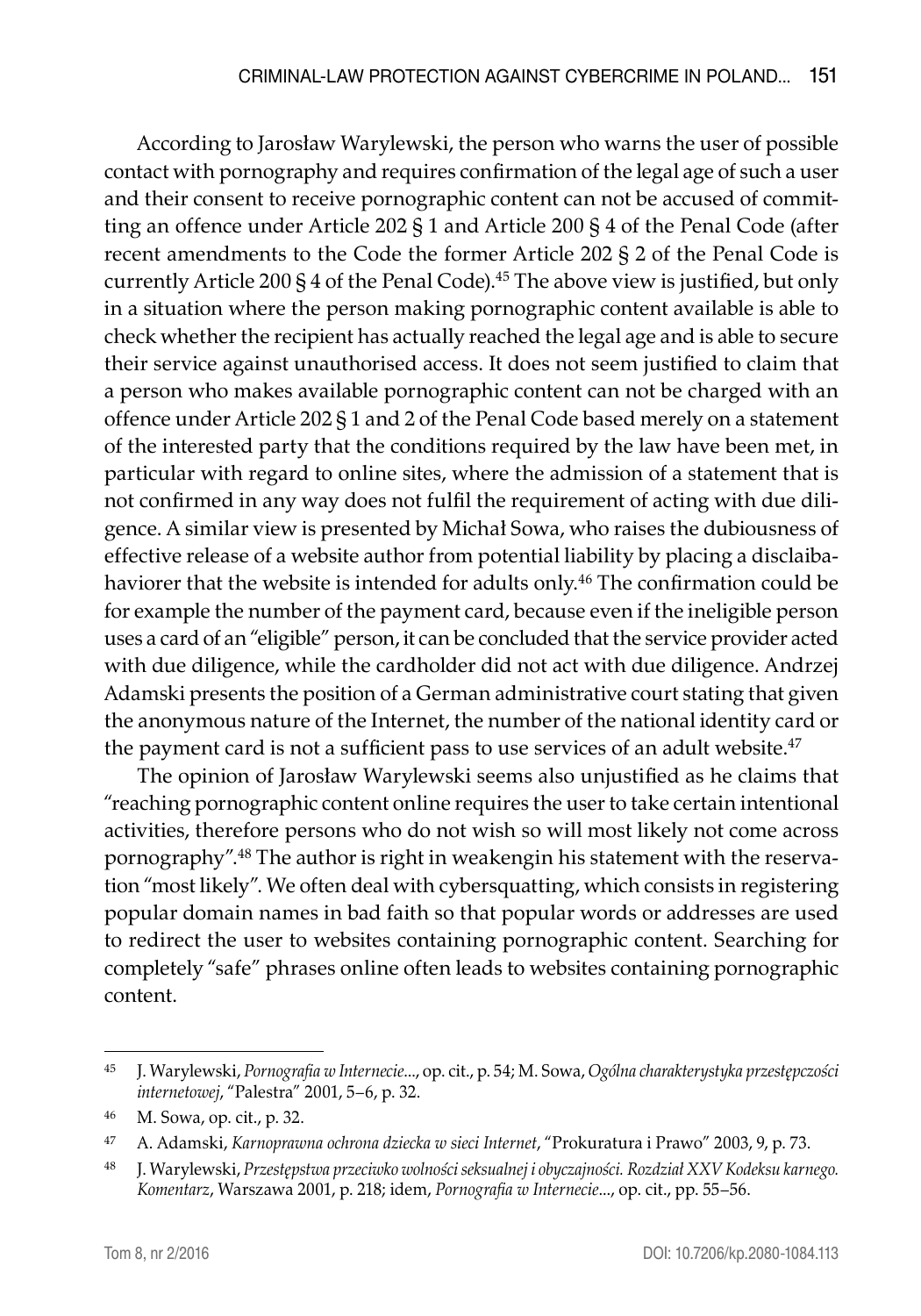According to Jarosław Warylewski, the person who warns the user of possible contact with pornography and requires confirmation of the legal age of such a user and their consent to receive pornographic content can not be accused of committing an offence under Article 202 § 1 and Article 200 § 4 of the Penal Code (after recent amendments to the Code the former Article 202 § 2 of the Penal Code is currently Article 200 § 4 of the Penal Code).[45] The above view is justified, but only in a situation where the person making pornographic content available is able to check whether the recipient has actually reached the legal age and is able to secure their service against unauthorised access. It does not seem justified to claim that a person who makes available pornographic content can not be charged with an offence under Article 202 § 1 and 2 of the Penal Code based merely on a statement of the interested party that the conditions required by the law have been met, in particular with regard to online sites, where the admission of a statement that is not confirmed in any way does not fulfil the requirement of acting with due diligence. A similar view is presented by Michał Sowa, who raises the dubiousness of effective release of a website author from potential liability by placing a disclaibahaviorer that the website is intended for adults only.[46] The confirmation could be for example the number of the payment card, because even if the ineligible person uses a card of an "eligible" person, it can be concluded that the service provider acted with due diligence, while the cardholder did not act with due diligence. Andrzej Adamski presents the position of a German administrative court stating that given the anonymous nature of the Internet, the number of the national identity card or the payment card is not a sufficient pass to use services of an adult website.[47]

The opinion of Jarosław Warylewski seems also unjustified as he claims that "reaching pornographic content online requires the user to take certain intentional activities, therefore persons who do not wish so will most likely not come across pornography".[48] The author is right in weakengin his statement with the reservation "most likely". We often deal with cybersquatting, which consists in registering popular domain names in bad faith so that popular words or addresses are used to redirect the user to websites containing pornographic content. Searching for completely "safe" phrases online often leads to websites containing pornographic content.

---

45 J. Warylewski, *Pornografia w Internecie...*, op. cit., p. 54; M. Sowa, *Ogólna charakterystyka przestępczości internetowej*, "Palestra" 2001, 5–6, p. 32.

46 M. Sowa, op. cit., p. 32.

47 A. Adamski, *Karnoprawna ochrona dziecka w sieci Internet*, "Prokuratura i Prawo" 2003, 9, p. 73.

48 J. Warylewski, *Przestępstwa przeciwko wolności seksualnej i obyczajności. Rozdział XXV Kodeksu karnego. Komentarz*, Warszawa 2001, p. 218; idem, *Pornografia w Internecie...*, op. cit., pp. 55–56.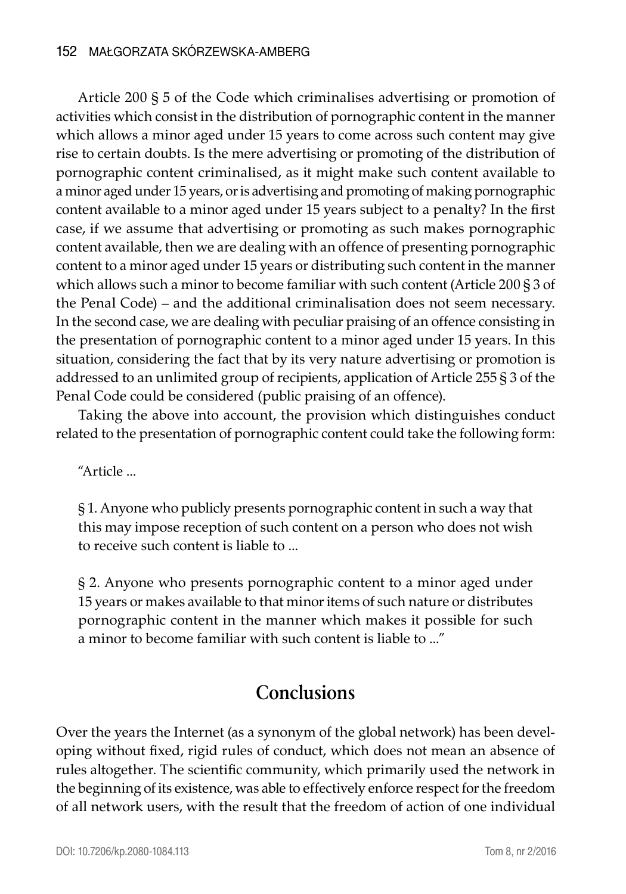Article 200 § 5 of the Code which criminalises advertising or promotion of activities which consist in the distribution of pornographic content in the manner which allows a minor aged under 15 years to come across such content may give rise to certain doubts. Is the mere advertising or promoting of the distribution of pornographic content criminalised, as it might make such content available to a minor aged under 15 years, or is advertising and promoting of making pornographic content available to a minor aged under 15 years subject to a penalty? In the first case, if we assume that advertising or promoting as such makes pornographic content available, then we are dealing with an offence of presenting pornographic content to a minor aged under 15 years or distributing such content in the manner which allows such a minor to become familiar with such content (Article 200 § 3 of the Penal Code) – and the additional criminalisation does not seem necessary. In the second case, we are dealing with peculiar praising of an offence consisting in the presentation of pornographic content to a minor aged under 15 years. In this situation, considering the fact that by its very nature advertising or promotion is addressed to an unlimited group of recipients, application of Article 255 § 3 of the Penal Code could be considered (public praising of an offence).

Taking the above into account, the provision which distinguishes conduct related to the presentation of pornographic content could take the following form:

> "Article ...
>
> § 1. Anyone who publicly presents pornographic content in such a way that this may impose reception of such content on a person who does not wish to receive such content is liable to ...
>
> § 2. Anyone who presents pornographic content to a minor aged under 15 years or makes available to that minor items of such nature or distributes pornographic content in the manner which makes it possible for such a minor to become familiar with such content is liable to ..."

## Conclusions

Over the years the Internet (as a synonym of the global network) has been developing without fixed, rigid rules of conduct, which does not mean an absence of rules altogether. The scientific community, which primarily used the network in the beginning of its existence, was able to effectively enforce respect for the freedom of all network users, with the result that the freedom of action of one individual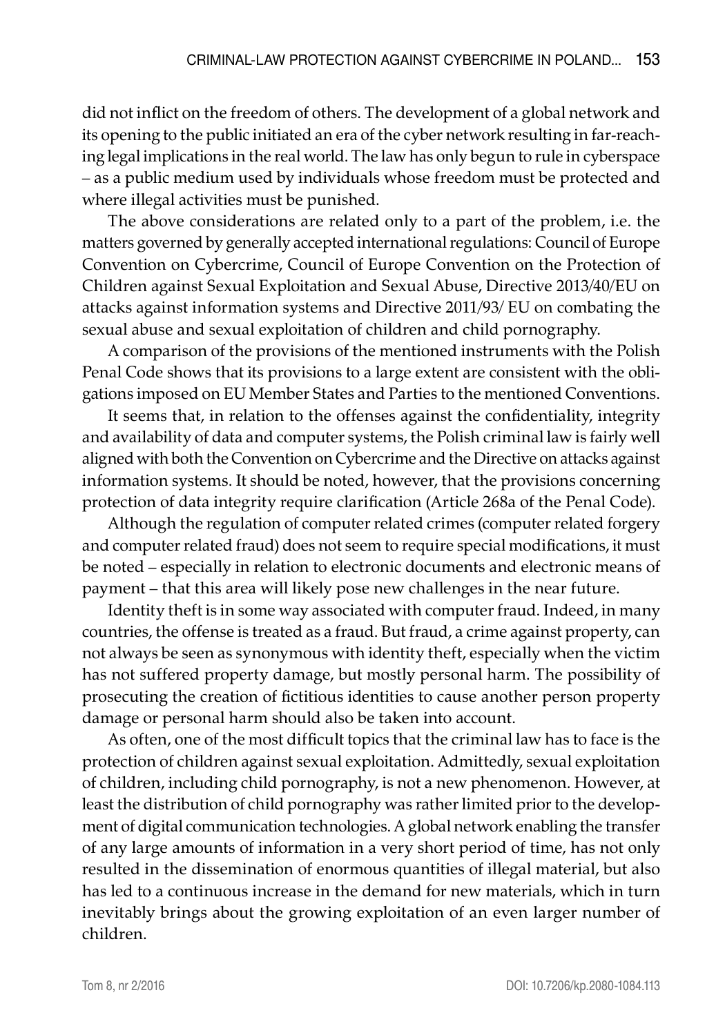did not inflict on the freedom of others. The development of a global network and its opening to the public initiated an era of the cyber network resulting in far-reaching legal implications in the real world. The law has only begun to rule in cyberspace – as a public medium used by individuals whose freedom must be protected and where illegal activities must be punished.

The above considerations are related only to a part of the problem, i.e. the matters governed by generally accepted international regulations: Council of Europe Convention on Cybercrime, Council of Europe Convention on the Protection of Children against Sexual Exploitation and Sexual Abuse, Directive 2013/40/EU on attacks against information systems and Directive 2011/93/ EU on combating the sexual abuse and sexual exploitation of children and child pornography.

A comparison of the provisions of the mentioned instruments with the Polish Penal Code shows that its provisions to a large extent are consistent with the obligations imposed on EU Member States and Parties to the mentioned Conventions.

It seems that, in relation to the offenses against the confidentiality, integrity and availability of data and computer systems, the Polish criminal law is fairly well aligned with both the Convention on Cybercrime and the Directive on attacks against information systems. It should be noted, however, that the provisions concerning protection of data integrity require clarification (Article 268a of the Penal Code).

Although the regulation of computer related crimes (computer related forgery and computer related fraud) does not seem to require special modifications, it must be noted – especially in relation to electronic documents and electronic means of payment – that this area will likely pose new challenges in the near future.

Identity theft is in some way associated with computer fraud. Indeed, in many countries, the offense is treated as a fraud. But fraud, a crime against property, can not always be seen as synonymous with identity theft, especially when the victim has not suffered property damage, but mostly personal harm. The possibility of prosecuting the creation of fictitious identities to cause another person property damage or personal harm should also be taken into account.

As often, one of the most difficult topics that the criminal law has to face is the protection of children against sexual exploitation. Admittedly, sexual exploitation of children, including child pornography, is not a new phenomenon. However, at least the distribution of child pornography was rather limited prior to the development of digital communication technologies. A global network enabling the transfer of any large amounts of information in a very short period of time, has not only resulted in the dissemination of enormous quantities of illegal material, but also has led to a continuous increase in the demand for new materials, which in turn inevitably brings about the growing exploitation of an even larger number of children.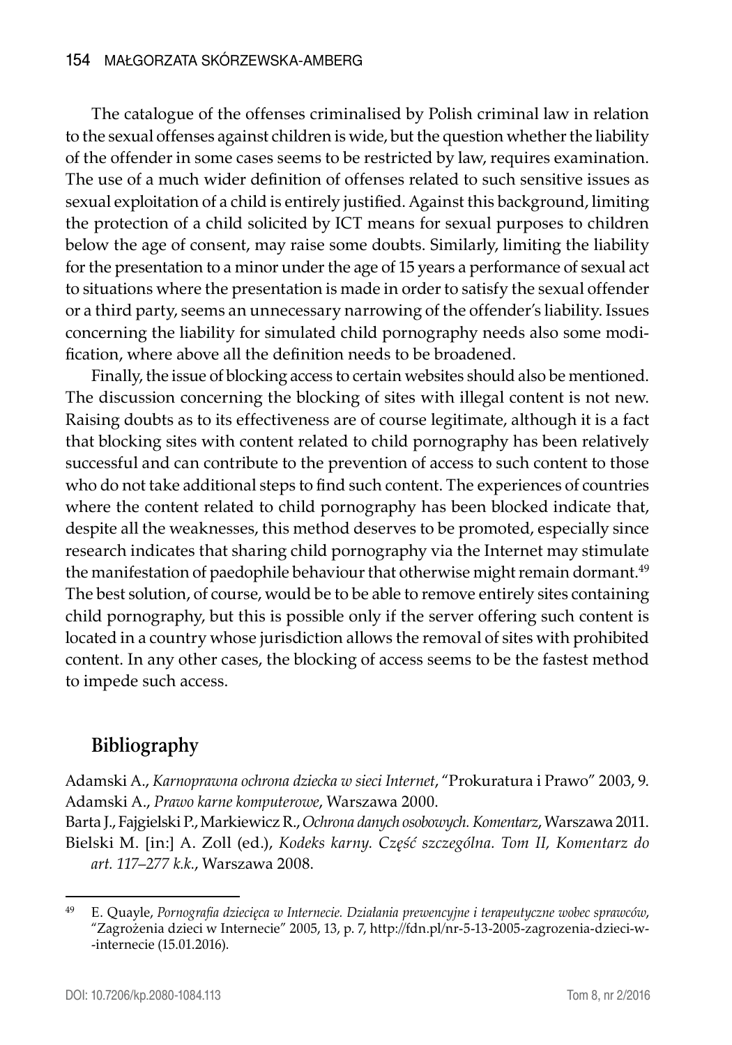The catalogue of the offenses criminalised by Polish criminal law in relation to the sexual offenses against children is wide, but the question whether the liability of the offender in some cases seems to be restricted by law, requires examination. The use of a much wider definition of offenses related to such sensitive issues as sexual exploitation of a child is entirely justified. Against this background, limiting the protection of a child solicited by ICT means for sexual purposes to children below the age of consent, may raise some doubts. Similarly, limiting the liability for the presentation to a minor under the age of 15 years a performance of sexual act to situations where the presentation is made in order to satisfy the sexual offender or a third party, seems an unnecessary narrowing of the offender's liability. Issues concerning the liability for simulated child pornography needs also some modification, where above all the definition needs to be broadened.

Finally, the issue of blocking access to certain websites should also be mentioned. The discussion concerning the blocking of sites with illegal content is not new. Raising doubts as to its effectiveness are of course legitimate, although it is a fact that blocking sites with content related to child pornography has been relatively successful and can contribute to the prevention of access to such content to those who do not take additional steps to find such content. The experiences of countries where the content related to child pornography has been blocked indicate that, despite all the weaknesses, this method deserves to be promoted, especially since research indicates that sharing child pornography via the Internet may stimulate the manifestation of paedophile behaviour that otherwise might remain dormant.[49] The best solution, of course, would be to be able to remove entirely sites containing child pornography, but this is possible only if the server offering such content is located in a country whose jurisdiction allows the removal of sites with prohibited content. In any other cases, the blocking of access seems to be the fastest method to impede such access.

## Bibliography

Adamski A., *Karnoprawna ochrona dziecka w sieci Internet*, "Prokuratura i Prawo" 2003, 9.

Adamski A., *Prawo karne komputerowe*, Warszawa 2000.

Barta J., Fajgielski P., Markiewicz R., *Ochrona danych osobowych. Komentarz*, Warszawa 2011.

Bielski M. [in:] A. Zoll (ed.), *Kodeks karny. Część szczególna. Tom II, Komentarz do art. 117–277 k.k.*, Warszawa 2008.

---

[49] E. Quayle, *Pornografia dziecięca w Internecie. Działania prewencyjne i terapeutyczne wobec sprawców*, "Zagrożenia dzieci w Internecie" 2005, 13, p. 7, http://fdn.pl/nr-5-13-2005-zagrozenia-dzieci-w--internecie (15.01.2016).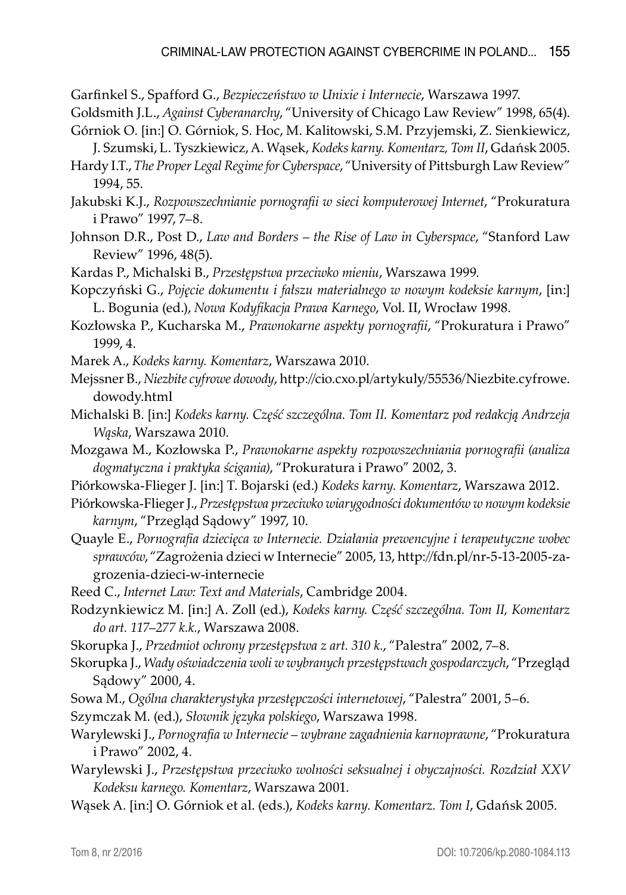Garfinkel S., Spafford G., *Bezpieczeństwo w Unixie i Internecie*, Warszawa 1997.

Goldsmith J.L., *Against Cyberanarchy*, "University of Chicago Law Review" 1998, 65(4).

Górniok O. [in:] O. Górniok, S. Hoc, M. Kalitowski, S.M. Przyjemski, Z. Sienkiewicz, J. Szumski, L. Tyszkiewicz, A. Wąsek, *Kodeks karny. Komentarz, Tom II*, Gdańsk 2005.

Hardy I.T., *The Proper Legal Regime for Cyberspace*, "University of Pittsburgh Law Review" 1994, 55.

Jakubski K.J., *Rozpowszechnianie pornografii w sieci komputerowej Internet*, "Prokuratura i Prawo" 1997, 7–8.

Johnson D.R., Post D., *Law and Borders – the Rise of Law in Cyberspace*, "Stanford Law Review" 1996, 48(5).

Kardas P., Michalski B., *Przestępstwa przeciwko mieniu*, Warszawa 1999.

Kopczyński G., *Pojęcie dokumentu i fałszu materialnego w nowym kodeksie karnym*, [in:] L. Bogunia (ed.), *Nowa Kodyfikacja Prawa Karnego*, Vol. II, Wrocław 1998.

Kozłowska P., Kucharska M., *Prawnokarne aspekty pornografii*, "Prokuratura i Prawo" 1999, 4.

Marek A., *Kodeks karny. Komentarz*, Warszawa 2010.

Mejssner B., *Niezbite cyfrowe dowody*, http://cio.cxo.pl/artykuly/55536/Niezbite.cyfrowe.dowody.html

Michalski B. [in:] *Kodeks karny. Część szczególna. Tom II. Komentarz pod redakcją Andrzeja Wąska*, Warszawa 2010.

Mozgawa M., Kozłowska P., *Prawnokarne aspekty rozpowszechniania pornografii (analiza dogmatyczna i praktyka ścigania)*, "Prokuratura i Prawo" 2002, 3.

Piórkowska-Flieger J. [in:] T. Bojarski (ed.) *Kodeks karny. Komentarz*, Warszawa 2012.

Piórkowska-Flieger J., *Przestępstwa przeciwko wiarygodności dokumentów w nowym kodeksie karnym*, "Przegląd Sądowy" 1997, 10.

Quayle E., *Pornografia dziecięca w Internecie. Działania prewencyjne i terapeutyczne wobec sprawców*, "Zagrożenia dzieci w Internecie" 2005, 13, http://fdn.pl/nr-5-13-2005-zagrozenia-dzieci-w-internecie

Reed C., *Internet Law: Text and Materials*, Cambridge 2004.

Rodzynkiewicz M. [in:] A. Zoll (ed.), *Kodeks karny. Część szczególna. Tom II, Komentarz do art. 117–277 k.k.*, Warszawa 2008.

Skorupka J., *Przedmiot ochrony przestępstwa z art. 310 k.*, "Palestra" 2002, 7–8.

Skorupka J., *Wady oświadczenia woli w wybranych przestępstwach gospodarczych*, "Przegląd Sądowy" 2000, 4.

Sowa M., *Ogólna charakterystyka przestępczości internetowej*, "Palestra" 2001, 5–6.

Szymczak M. (ed.), *Słownik języka polskiego*, Warszawa 1998.

Warylewski J., *Pornografia w Internecie – wybrane zagadnienia karnoprawne*, "Prokuratura i Prawo" 2002, 4.

Warylewski J., *Przestępstwa przeciwko wolności seksualnej i obyczajności. Rozdział XXV Kodeksu karnego. Komentarz*, Warszawa 2001.

Wąsek A. [in:] O. Górniok et al. (eds.), *Kodeks karny. Komentarz. Tom I*, Gdańsk 2005.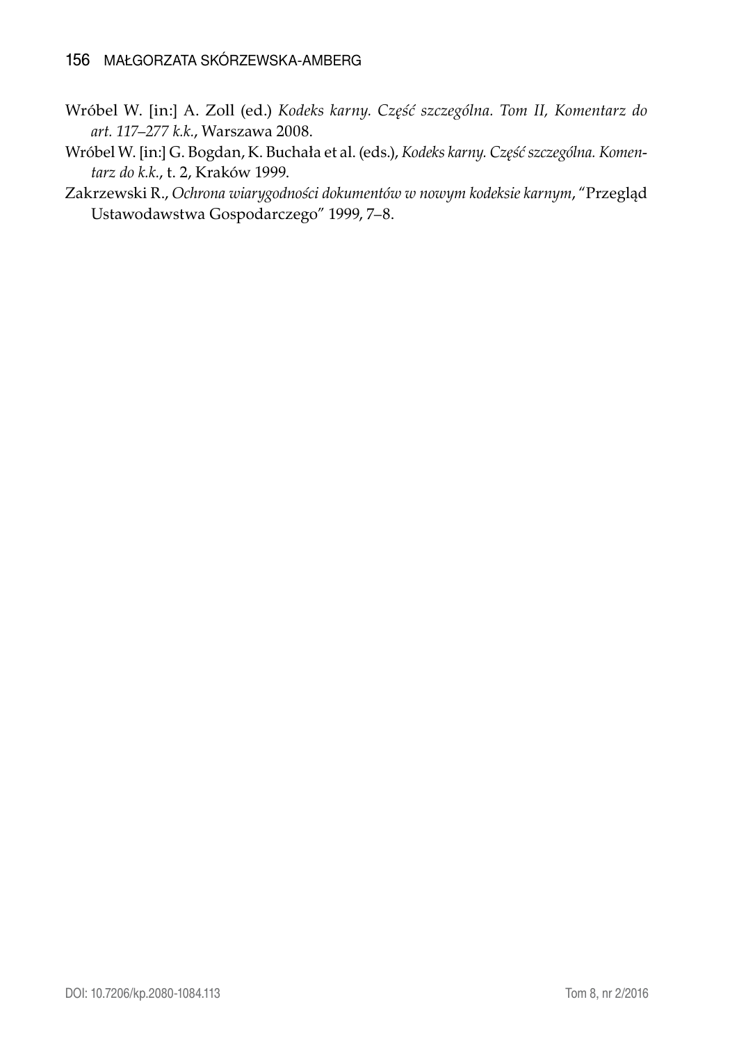Wróbel W. [in:] A. Zoll (ed.) *Kodeks karny. Część szczególna. Tom II, Komentarz do art. 117–277 k.k.*, Warszawa 2008.

Wróbel W. [in:] G. Bogdan, K. Buchała et al. (eds.), *Kodeks karny. Część szczególna. Komentarz do k.k.*, t. 2, Kraków 1999.

Zakrzewski R., *Ochrona wiarygodności dokumentów w nowym kodeksie karnym*, "Przegląd Ustawodawstwa Gospodarczego" 1999, 7–8.